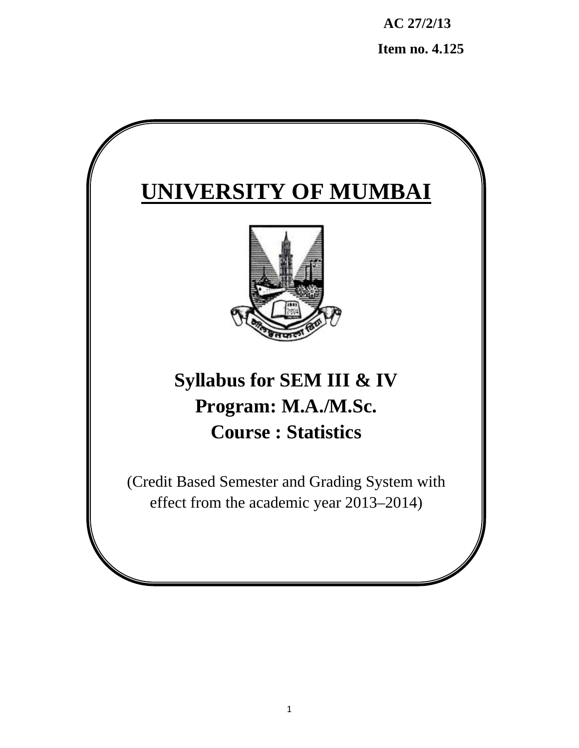**AC 27/2/13**

**Item no. 4.125**

# UNIVERSITY OF MUMBAI

## Syllabus for SEM III & IV
## Program: M.A./M.Sc.
## Course : Statistics

(Credit Based Semester and Grading System with effect from the academic year 2013–2014)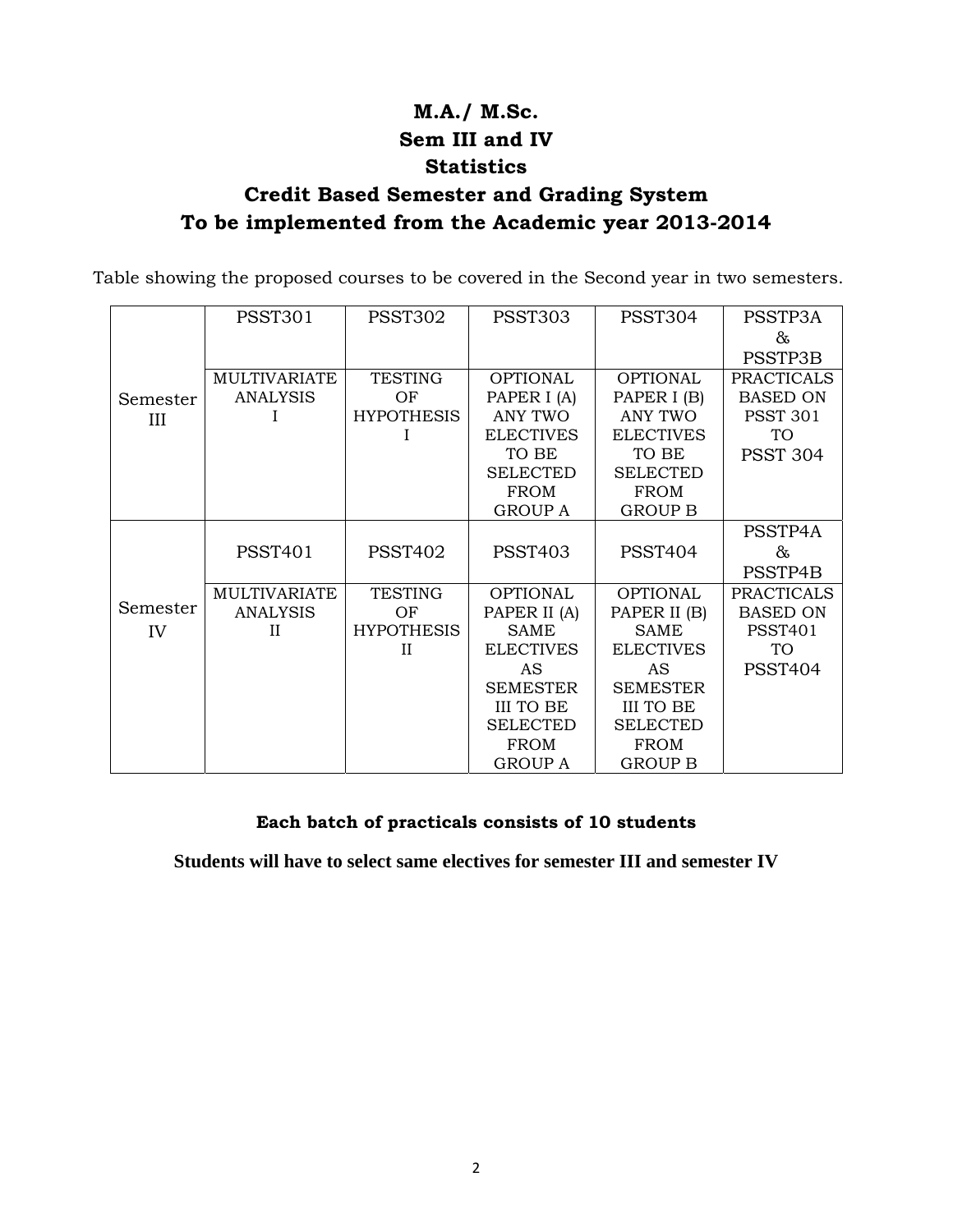# M.A./ M.Sc.
# Sem III and IV
# Statistics
# Credit Based Semester and Grading System
# To be implemented from the Academic year 2013-2014

Table showing the proposed courses to be covered in the Second year in two semesters.

| | | | | | |
|---|---|---|---|---|---|
| Semester III | PSST301 | PSST302 | PSST303 | PSST304 | PSSTP3A & PSSTP3B |
| | MULTIVARIATE ANALYSIS I | TESTING OF HYPOTHESIS I | OPTIONAL PAPER I (A) ANY TWO ELECTIVES TO BE SELECTED FROM GROUP A | OPTIONAL PAPER I (B) ANY TWO ELECTIVES TO BE SELECTED FROM GROUP B | PRACTICALS BASED ON PSST 301 TO PSST 304 |
| Semester IV | PSST401 | PSST402 | PSST403 | PSST404 | PSSTP4A & PSSTP4B |
| | MULTIVARIATE ANALYSIS II | TESTING OF HYPOTHESIS II | OPTIONAL PAPER II (A) SAME ELECTIVES AS SEMESTER III TO BE SELECTED FROM GROUP A | OPTIONAL PAPER II (B) SAME ELECTIVES AS SEMESTER III TO BE SELECTED FROM GROUP B | PRACTICALS BASED ON PSST401 TO PSST404 |

**Each batch of practicals consists of 10 students**

**Students will have to select same electives for semester III and semester IV**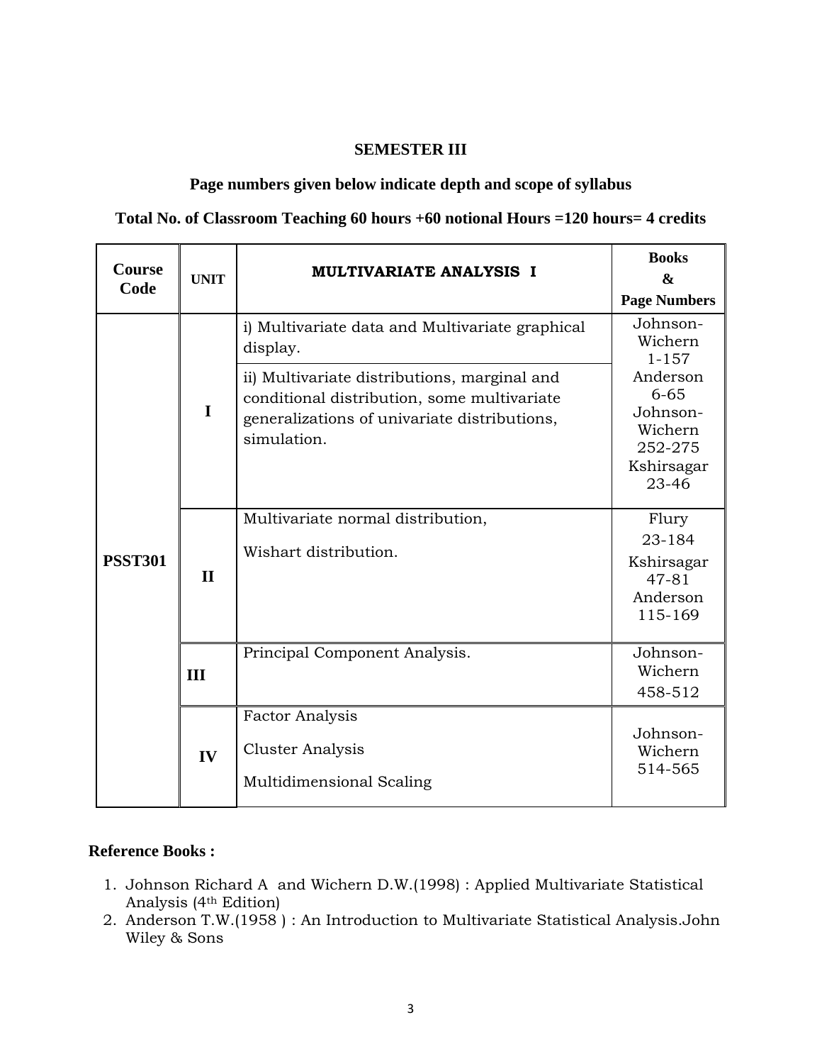## SEMESTER III

**Page numbers given below indicate depth and scope of syllabus**

**Total No. of Classroom Teaching 60 hours +60 notional Hours =120 hours= 4 credits**

| Course Code | UNIT | MULTIVARIATE ANALYSIS I | Books & Page Numbers |
|---|---|---|---|
| PSST301 | I | i) Multivariate data and Multivariate graphical display. | Johnson-Wichern 1-157 |
| | | ii) Multivariate distributions, marginal and conditional distribution, some multivariate generalizations of univariate distributions, simulation. | Anderson 6-65 Johnson-Wichern 252-275 Kshirsagar 23-46 |
| | II | Multivariate normal distribution, Wishart distribution. | Flury 23-184 Kshirsagar 47-81 Anderson 115-169 |
| | III | Principal Component Analysis. | Johnson-Wichern 458-512 |
| | IV | Factor Analysis Cluster Analysis Multidimensional Scaling | Johnson-Wichern 514-565 |

**Reference Books :**

1. Johnson Richard A and Wichern D.W.(1998) : Applied Multivariate Statistical Analysis (4th Edition)
2. Anderson T.W.(1958 ) : An Introduction to Multivariate Statistical Analysis.John Wiley & Sons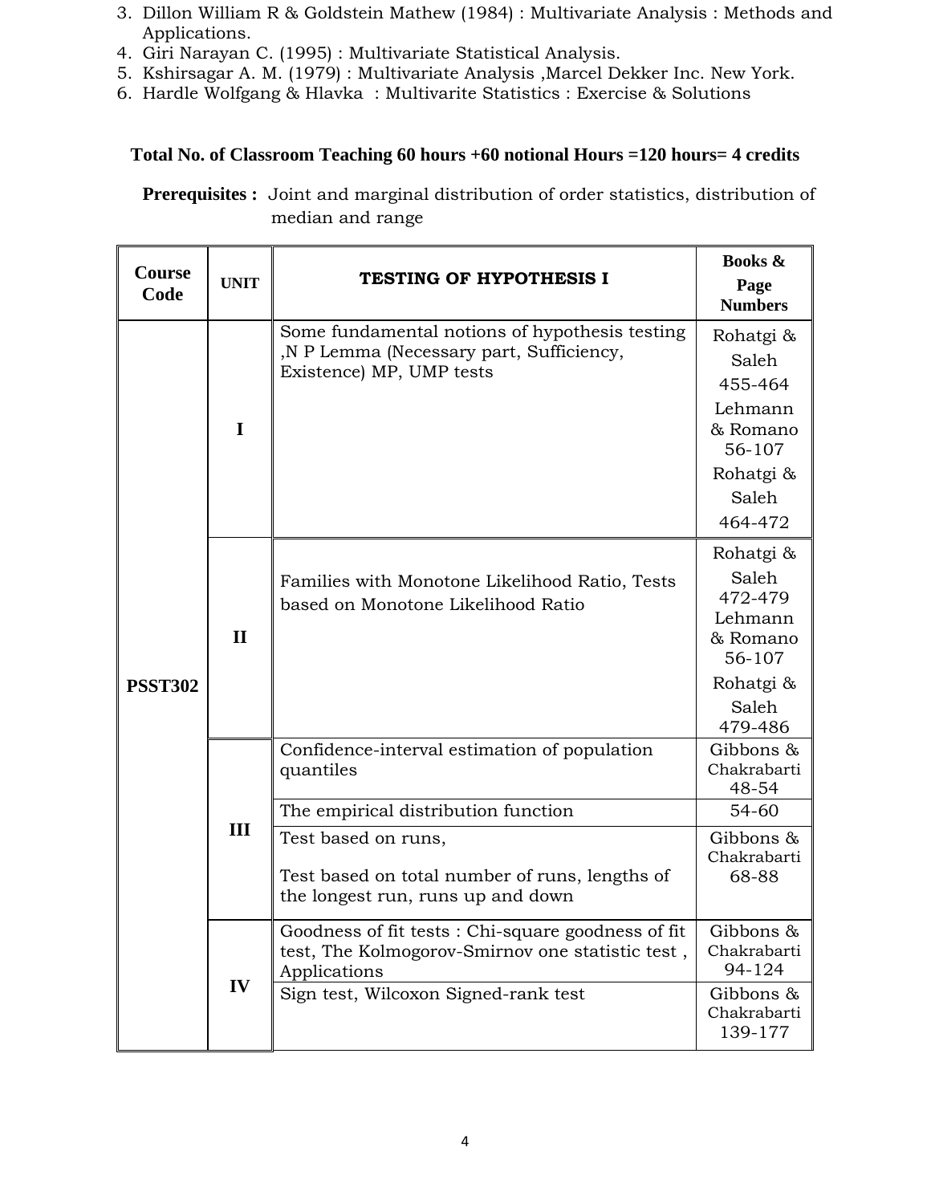3. Dillon William R & Goldstein Mathew (1984) : Multivariate Analysis : Methods and Applications.
4. Giri Narayan C. (1995) : Multivariate Statistical Analysis.
5. Kshirsagar A. M. (1979) : Multivariate Analysis ,Marcel Dekker Inc. New York.
6. Hardle Wolfgang & Hlavka : Multivarite Statistics : Exercise & Solutions

**Total No. of Classroom Teaching 60 hours +60 notional Hours =120 hours= 4 credits**

**Prerequisites :** Joint and marginal distribution of order statistics, distribution of median and range

| Course Code | UNIT | TESTING OF HYPOTHESIS I | Books & Page Numbers |
|---|---|---|---|
| PSST302 | I | Some fundamental notions of hypothesis testing ,N P Lemma (Necessary part, Sufficiency, Existence) MP, UMP tests | Rohatgi & Saleh 455-464 Lehmann & Romano 56-107 Rohatgi & Saleh 464-472 |
| | II | Families with Monotone Likelihood Ratio, Tests based on Monotone Likelihood Ratio | Rohatgi & Saleh 472-479 Lehmann & Romano 56-107 Rohatgi & Saleh 479-486 |
| | III | Confidence-interval estimation of population quantiles | Gibbons & Chakrabarti 48-54 |
| | | The empirical distribution function | 54-60 |
| | | Test based on runs, Test based on total number of runs, lengths of the longest run, runs up and down | Gibbons & Chakrabarti 68-88 |
| | IV | Goodness of fit tests : Chi-square goodness of fit test, The Kolmogorov-Smirnov one statistic test , Applications | Gibbons & Chakrabarti 94-124 |
| | | Sign test, Wilcoxon Signed-rank test | Gibbons & Chakrabarti 139-177 |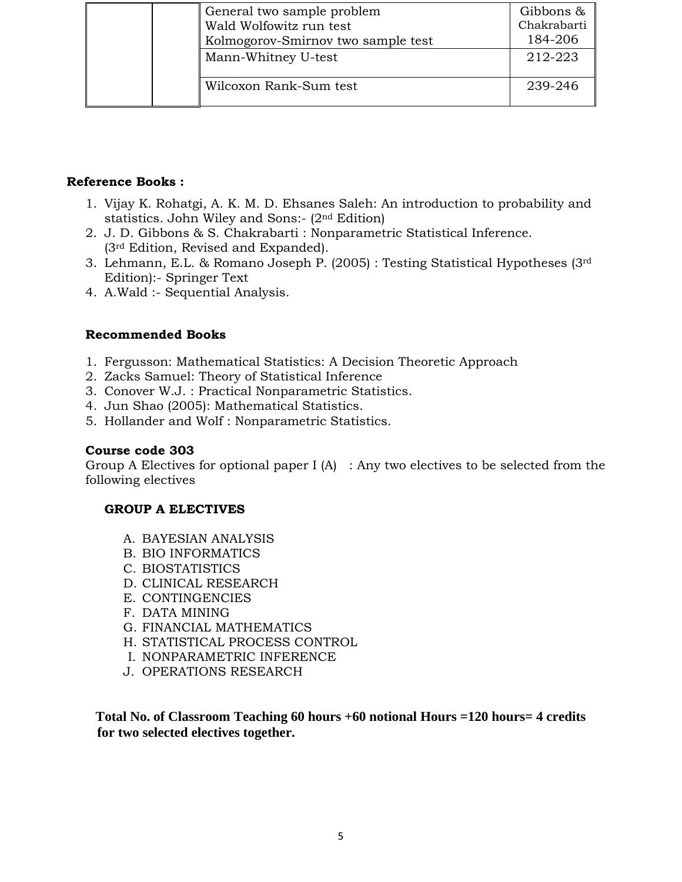| | | | |
|---|---|---|---|
| | | General two sample problem<br>Wald Wolfowitz run test<br>Kolmogorov-Smirnov two sample test | Gibbons & Chakrabarti<br>184-206 |
| | | Mann-Whitney U-test | 212-223 |
| | | Wilcoxon Rank-Sum test | 239-246 |

**Reference Books :**

1. Vijay K. Rohatgi, A. K. M. D. Ehsanes Saleh: An introduction to probability and statistics. John Wiley and Sons:- (2nd Edition)
2. J. D. Gibbons & S. Chakrabarti : Nonparametric Statistical Inference. (3rd Edition, Revised and Expanded).
3. Lehmann, E.L. & Romano Joseph P. (2005) : Testing Statistical Hypotheses (3rd Edition):- Springer Text
4. A.Wald :- Sequential Analysis.

**Recommended Books**

1. Fergusson: Mathematical Statistics: A Decision Theoretic Approach
2. Zacks Samuel: Theory of Statistical Inference
3. Conover W.J. : Practical Nonparametric Statistics.
4. Jun Shao (2005): Mathematical Statistics.
5. Hollander and Wolf : Nonparametric Statistics.

**Course code 303**

Group A Electives for optional paper I (A) : Any two electives to be selected from the following electives

**GROUP A ELECTIVES**

A. BAYESIAN ANALYSIS
B. BIO INFORMATICS
C. BIOSTATISTICS
D. CLINICAL RESEARCH
E. CONTINGENCIES
F. DATA MINING
G. FINANCIAL MATHEMATICS
H. STATISTICAL PROCESS CONTROL
I. NONPARAMETRIC INFERENCE
J. OPERATIONS RESEARCH

**Total No. of Classroom Teaching 60 hours +60 notional Hours =120 hours= 4 credits for two selected electives together.**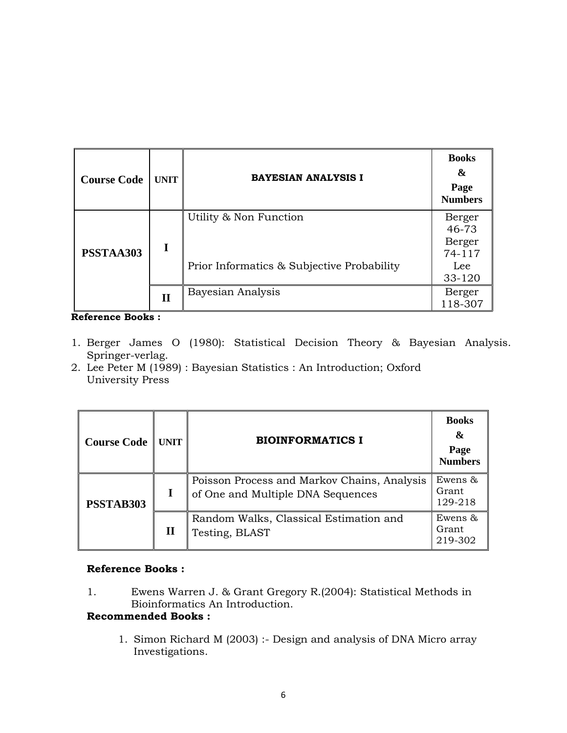| Course Code | UNIT | BAYESIAN ANALYSIS I | Books & Page Numbers |
|---|---|---|---|
| PSSTAA303 | I | Utility & Non Function<br><br>Prior Informatics & Subjective Probability | Berger 46-73<br>Berger 74-117<br>Lee 33-120 |
| | II | Bayesian Analysis | Berger 118-307 |

**Reference Books :**

1. Berger James O (1980): Statistical Decision Theory & Bayesian Analysis. Springer-verlag.
2. Lee Peter M (1989) : Bayesian Statistics : An Introduction; Oxford University Press

| Course Code | UNIT | BIOINFORMATICS I | Books & Page Numbers |
|---|---|---|---|
| PSSTAB303 | I | Poisson Process and Markov Chains, Analysis of One and Multiple DNA Sequences | Ewens & Grant 129-218 |
| | II | Random Walks, Classical Estimation and Testing, BLAST | Ewens & Grant 219-302 |

**Reference Books :**

1. Ewens Warren J. & Grant Gregory R.(2004): Statistical Methods in Bioinformatics An Introduction.

**Recommended Books :**

1. Simon Richard M (2003) :- Design and analysis of DNA Micro array Investigations.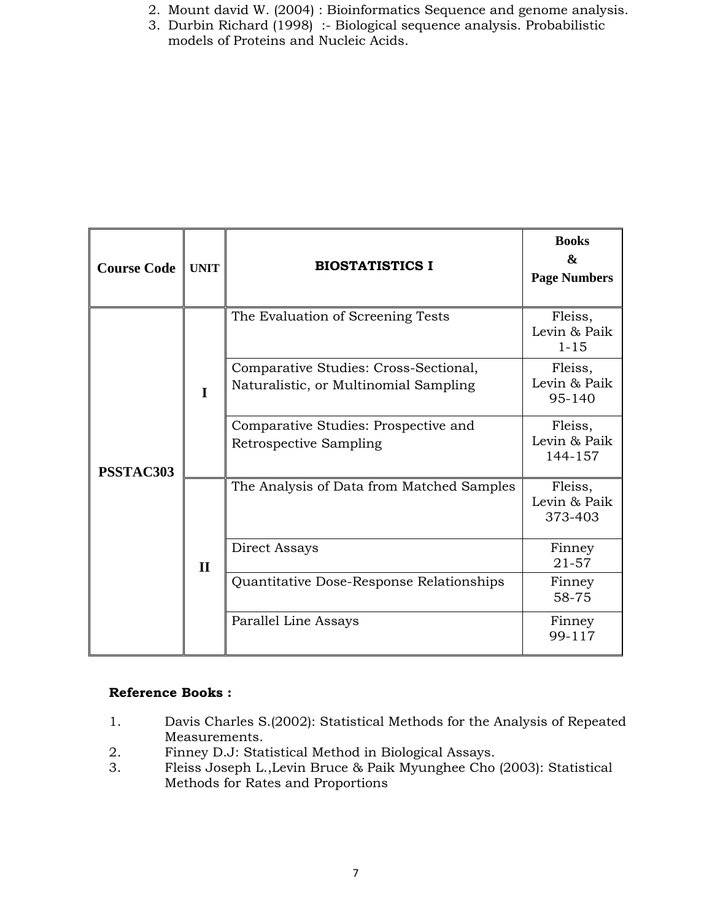2. Mount david W. (2004) : Bioinformatics Sequence and genome analysis.
3. Durbin Richard (1998) :- Biological sequence analysis. Probabilistic models of Proteins and Nucleic Acids.

| Course Code | UNIT | BIOSTATISTICS I | Books & Page Numbers |
|---|---|---|---|
| PSSTAC303 | I | The Evaluation of Screening Tests | Fleiss, Levin & Paik 1-15 |
| | | Comparative Studies: Cross-Sectional, Naturalistic, or Multinomial Sampling | Fleiss, Levin & Paik 95-140 |
| | | Comparative Studies: Prospective and Retrospective Sampling | Fleiss, Levin & Paik 144-157 |
| | II | The Analysis of Data from Matched Samples | Fleiss, Levin & Paik 373-403 |
| | | Direct Assays | Finney 21-57 |
| | | Quantitative Dose-Response Relationships | Finney 58-75 |
| | | Parallel Line Assays | Finney 99-117 |

**Reference Books :**

1. Davis Charles S.(2002): Statistical Methods for the Analysis of Repeated Measurements.
2. Finney D.J: Statistical Method in Biological Assays.
3. Fleiss Joseph L.,Levin Bruce & Paik Myunghee Cho (2003): Statistical Methods for Rates and Proportions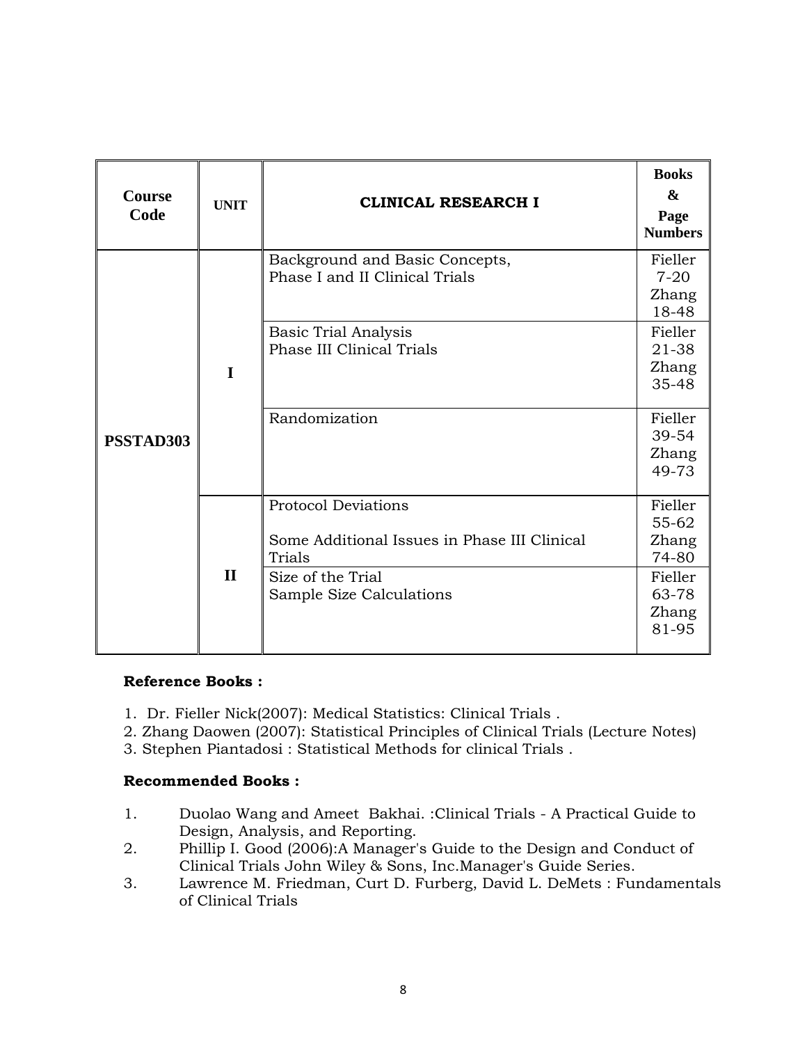| Course Code | UNIT | CLINICAL RESEARCH I | Books & Page Numbers |
|---|---|---|---|
| PSSTAD303 | I | Background and Basic Concepts,<br>Phase I and II Clinical Trials | Fieller 7-20<br>Zhang 18-48 |
| | | Basic Trial Analysis<br>Phase III Clinical Trials | Fieller 21-38<br>Zhang 35-48 |
| | | Randomization | Fieller 39-54<br>Zhang 49-73 |
| | II | Protocol Deviations<br><br>Some Additional Issues in Phase III Clinical Trials | Fieller 55-62<br>Zhang 74-80 |
| | | Size of the Trial<br>Sample Size Calculations | Fieller 63-78<br>Zhang 81-95 |

**Reference Books :**

1. Dr. Fieller Nick(2007): Medical Statistics: Clinical Trials .
2. Zhang Daowen (2007): Statistical Principles of Clinical Trials (Lecture Notes)
3. Stephen Piantadosi : Statistical Methods for clinical Trials .

**Recommended Books :**

1. Duolao Wang and Ameet Bakhai. :Clinical Trials - A Practical Guide to Design, Analysis, and Reporting.
2. Phillip I. Good (2006):A Manager's Guide to the Design and Conduct of Clinical Trials John Wiley & Sons, Inc.Manager's Guide Series.
3. Lawrence M. Friedman, Curt D. Furberg, David L. DeMets : Fundamentals of Clinical Trials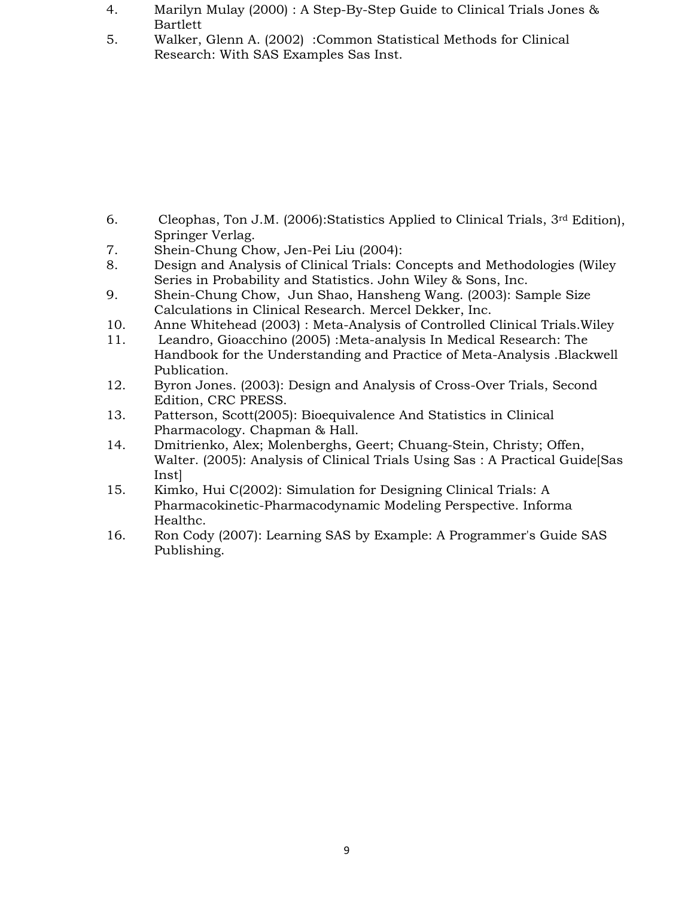4. Marilyn Mulay (2000) : A Step-By-Step Guide to Clinical Trials Jones & Bartlett
5. Walker, Glenn A. (2002) :Common Statistical Methods for Clinical Research: With SAS Examples Sas Inst.

6. Cleophas, Ton J.M. (2006):Statistics Applied to Clinical Trials, 3rd Edition), Springer Verlag.
7. Shein-Chung Chow, Jen-Pei Liu (2004):
8. Design and Analysis of Clinical Trials: Concepts and Methodologies (Wiley Series in Probability and Statistics. John Wiley & Sons, Inc.
9. Shein-Chung Chow, Jun Shao, Hansheng Wang. (2003): Sample Size Calculations in Clinical Research. Mercel Dekker, Inc.
10. Anne Whitehead (2003) : Meta-Analysis of Controlled Clinical Trials.Wiley
11. Leandro, Gioacchino (2005) :Meta-analysis In Medical Research: The Handbook for the Understanding and Practice of Meta-Analysis .Blackwell Publication.
12. Byron Jones. (2003): Design and Analysis of Cross-Over Trials, Second Edition, CRC PRESS.
13. Patterson, Scott(2005): Bioequivalence And Statistics in Clinical Pharmacology. Chapman & Hall.
14. Dmitrienko, Alex; Molenberghs, Geert; Chuang-Stein, Christy; Offen, Walter. (2005): Analysis of Clinical Trials Using Sas : A Practical Guide[Sas Inst]
15. Kimko, Hui C(2002): Simulation for Designing Clinical Trials: A Pharmacokinetic-Pharmacodynamic Modeling Perspective. Informa Healthc.
16. Ron Cody (2007): Learning SAS by Example: A Programmer's Guide SAS Publishing.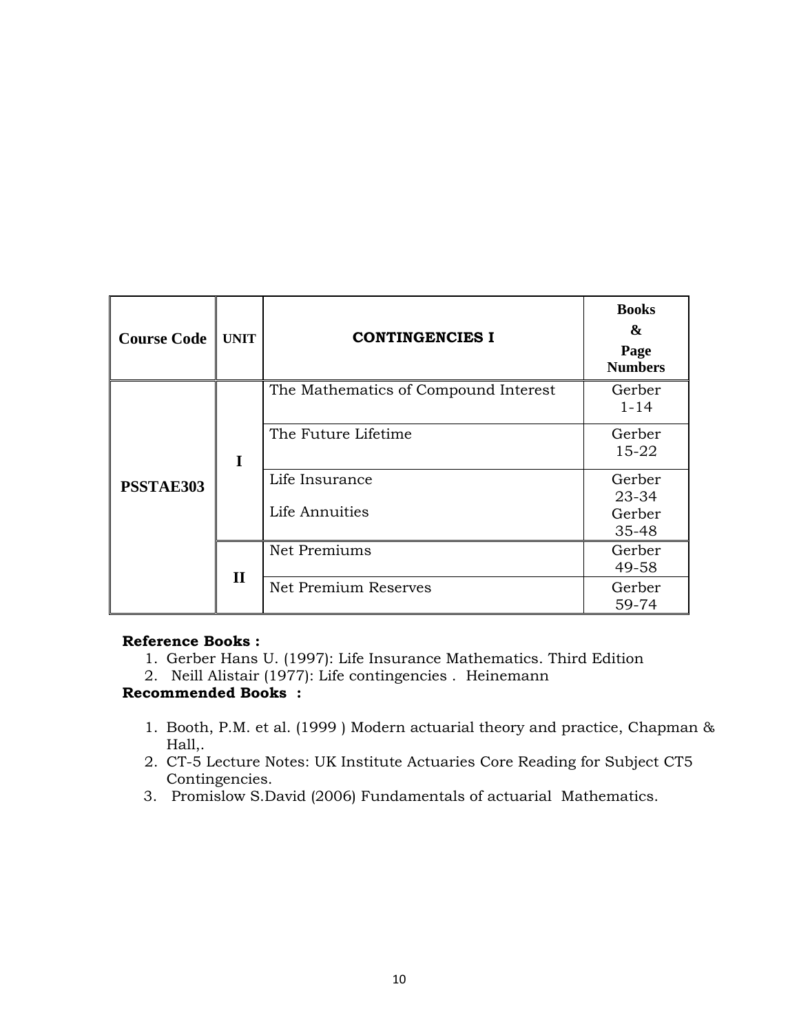| Course Code | UNIT | CONTINGENCIES I | Books & Page Numbers |
|---|---|---|---|
| PSSTAE303 | I | The Mathematics of Compound Interest | Gerber 1-14 |
| | | The Future Lifetime | Gerber 15-22 |
| | | Life Insurance | Gerber 23-34 |
| | | Life Annuities | Gerber 35-48 |
| | II | Net Premiums | Gerber 49-58 |
| | | Net Premium Reserves | Gerber 59-74 |

**Reference Books :**

1. Gerber Hans U. (1997): Life Insurance Mathematics. Third Edition
2. Neill Alistair (1977): Life contingencies . Heinemann

**Recommended Books :**

1. Booth, P.M. et al. (1999 ) Modern actuarial theory and practice, Chapman & Hall,.
2. CT-5 Lecture Notes: UK Institute Actuaries Core Reading for Subject CT5 Contingencies.
3. Promislow S.David (2006) Fundamentals of actuarial Mathematics.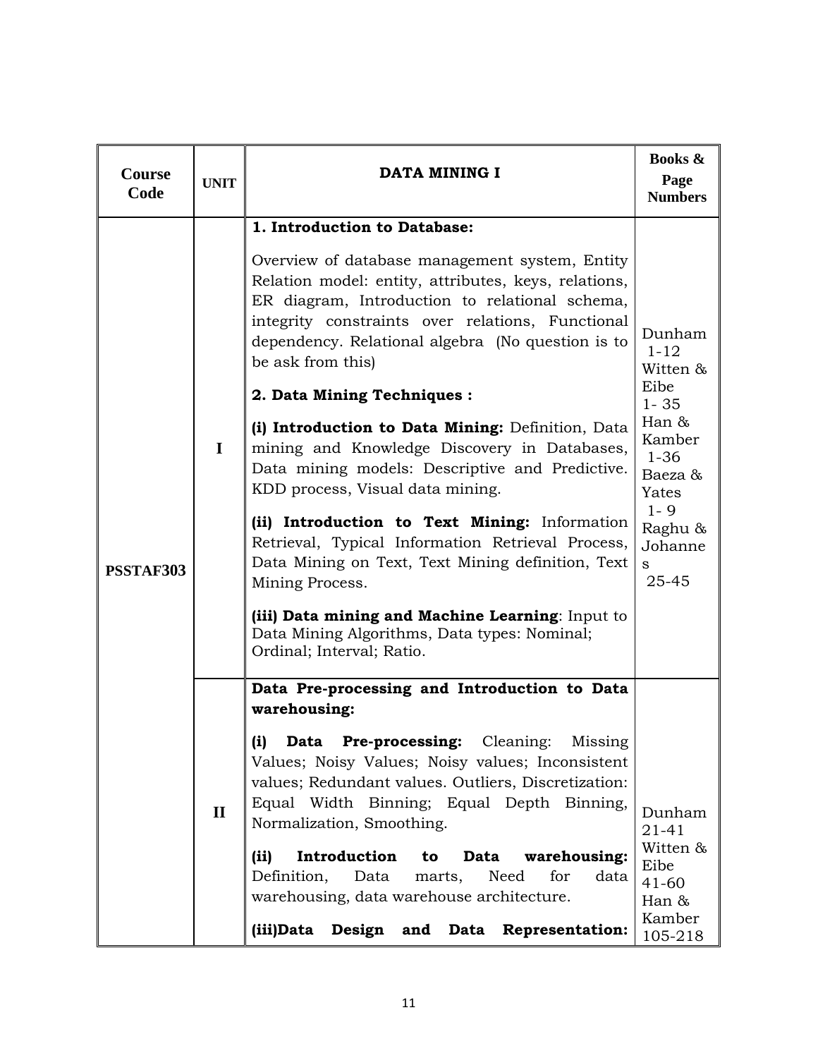| Course Code | UNIT | DATA MINING I | Books & Page Numbers |
|---|---|---|---|
| PSSTAF303 | I | **1. Introduction to Database:**<br><br>Overview of database management system, Entity Relation model: entity, attributes, keys, relations, ER diagram, Introduction to relational schema, integrity constraints over relations, Functional dependency. Relational algebra (No question is to be ask from this)<br><br>**2. Data Mining Techniques :**<br><br>**(i) Introduction to Data Mining:** Definition, Data mining and Knowledge Discovery in Databases, Data mining models: Descriptive and Predictive. KDD process, Visual data mining.<br><br>**(ii) Introduction to Text Mining:** Information Retrieval, Typical Information Retrieval Process, Data Mining on Text, Text Mining definition, Text Mining Process.<br><br>**(iii) Data mining and Machine Learning**: Input to Data Mining Algorithms, Data types: Nominal; Ordinal; Interval; Ratio. | Dunham 1-12<br>Witten & Eibe 1- 35<br>Han & Kamber 1-36<br>Baeza & Yates 1- 9<br>Raghu & Johannes 25-45 |
| | II | **Data Pre-processing and Introduction to Data warehousing:**<br><br>**(i) Data Pre-processing:** Cleaning: Missing Values; Noisy Values; Noisy values; Inconsistent values; Redundant values. Outliers, Discretization: Equal Width Binning; Equal Depth Binning, Normalization, Smoothing.<br><br>**(ii) Introduction to Data warehousing:** Definition, Data marts, Need for data warehousing, data warehouse architecture.<br><br>**(iii)Data Design and Data Representation:** | Dunham 21-41<br>Witten & Eibe 41-60<br>Han & Kamber 105-218 |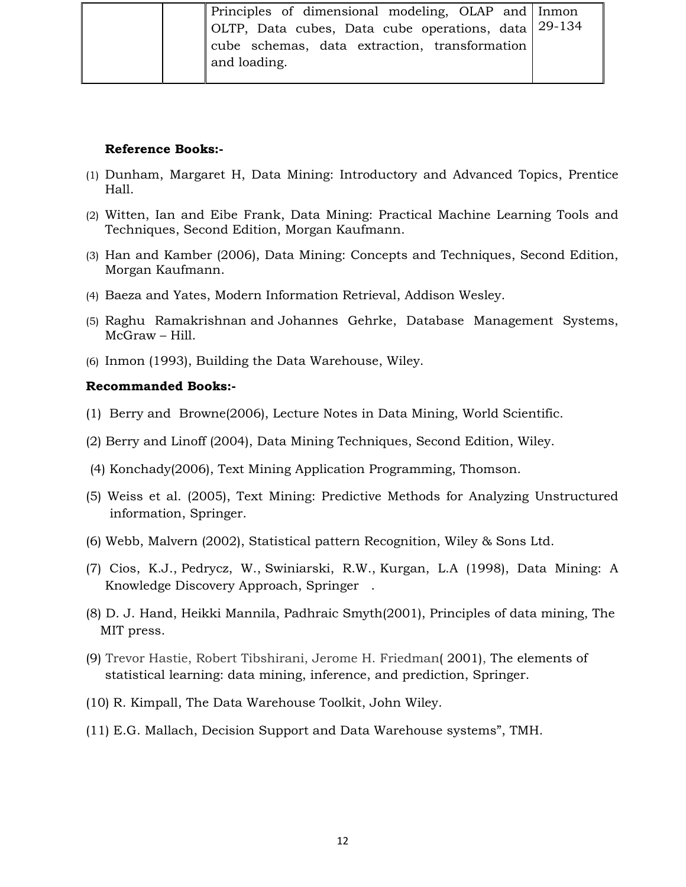| | | Principles of dimensional modeling, OLAP and OLTP, Data cubes, Data cube operations, data cube schemas, data extraction, transformation and loading. | Inmon 29-134 |
|---|---|---|---|

**Reference Books:-**

(1) Dunham, Margaret H, Data Mining: Introductory and Advanced Topics, Prentice Hall.

(2) Witten, Ian and Eibe Frank, Data Mining: Practical Machine Learning Tools and Techniques, Second Edition, Morgan Kaufmann.

(3) Han and Kamber (2006), Data Mining: Concepts and Techniques, Second Edition, Morgan Kaufmann.

(4) Baeza and Yates, Modern Information Retrieval, Addison Wesley.

(5) Raghu Ramakrishnan and Johannes Gehrke, Database Management Systems, McGraw – Hill.

(6) Inmon (1993), Building the Data Warehouse, Wiley.

**Recommanded Books:-**

(1) Berry and Browne(2006), Lecture Notes in Data Mining, World Scientific.

(2) Berry and Linoff (2004), Data Mining Techniques, Second Edition, Wiley.

(4) Konchady(2006), Text Mining Application Programming, Thomson.

(5) Weiss et al. (2005), Text Mining: Predictive Methods for Analyzing Unstructured information, Springer.

(6) Webb, Malvern (2002), Statistical pattern Recognition, Wiley & Sons Ltd.

(7) Cios, K.J., Pedrycz, W., Swiniarski, R.W., Kurgan, L.A (1998), Data Mining: A Knowledge Discovery Approach, Springer .

(8) D. J. Hand, Heikki Mannila, Padhraic Smyth(2001), Principles of data mining, The MIT press.

(9) Trevor Hastie, Robert Tibshirani, Jerome H. Friedman( 2001), The elements of statistical learning: data mining, inference, and prediction, Springer.

(10) R. Kimpall, The Data Warehouse Toolkit, John Wiley.

(11) E.G. Mallach, Decision Support and Data Warehouse systems", TMH.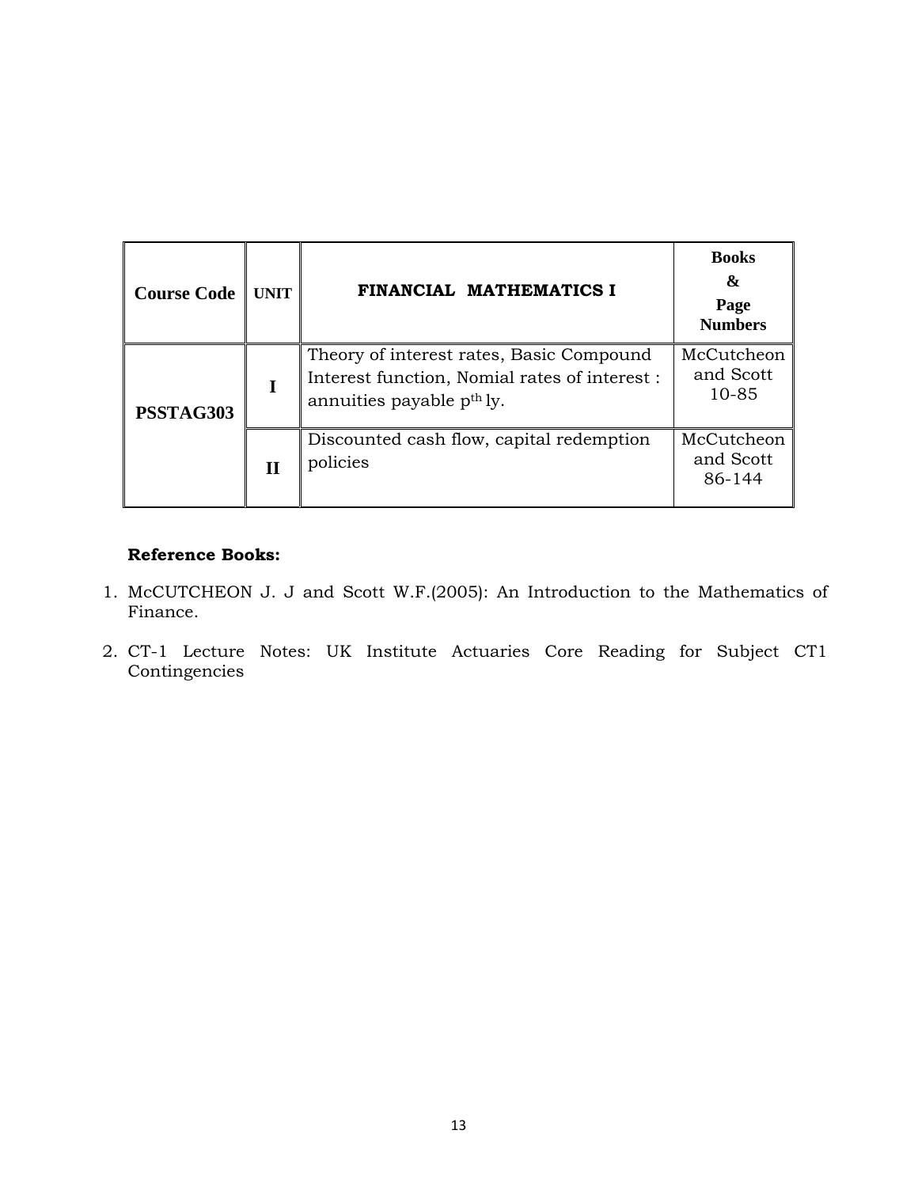| Course Code | UNIT | FINANCIAL MATHEMATICS I | Books & Page Numbers |
|---|---|---|---|
| PSSTAG303 | I | Theory of interest rates, Basic Compound Interest function, Nomial rates of interest : annuities payable $p^{th}$ ly. | McCutcheon and Scott 10-85 |
| | II | Discounted cash flow, capital redemption policies | McCutcheon and Scott 86-144 |

**Reference Books:**

1. McCUTCHEON J. J and Scott W.F.(2005): An Introduction to the Mathematics of Finance.
2. CT-1 Lecture Notes: UK Institute Actuaries Core Reading for Subject CT1 Contingencies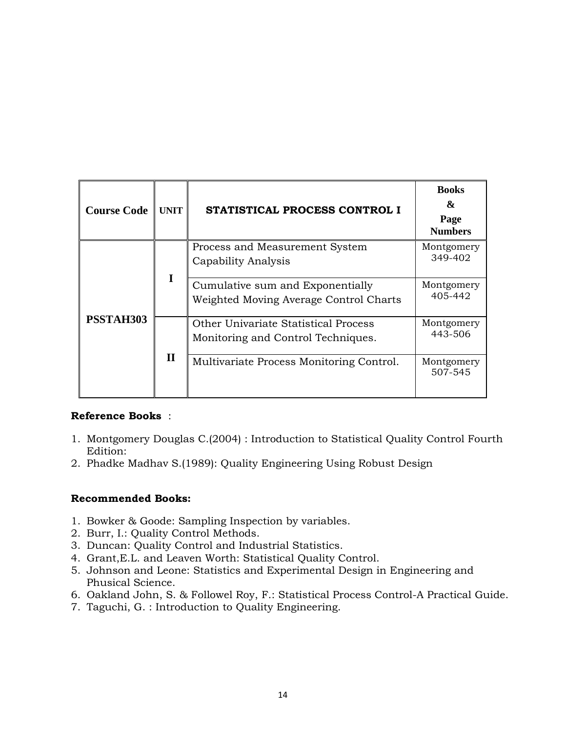| Course Code | UNIT | STATISTICAL PROCESS CONTROL I | Books & Page Numbers |
|---|---|---|---|
| PSSTAH303 | I | Process and Measurement System Capability Analysis | Montgomery 349-402 |
| | | Cumulative sum and Exponentially Weighted Moving Average Control Charts | Montgomery 405-442 |
| | II | Other Univariate Statistical Process Monitoring and Control Techniques. | Montgomery 443-506 |
| | | Multivariate Process Monitoring Control. | Montgomery 507-545 |

**Reference Books** :

1. Montgomery Douglas C.(2004) : Introduction to Statistical Quality Control Fourth Edition:
2. Phadke Madhav S.(1989): Quality Engineering Using Robust Design

**Recommended Books:**

1. Bowker & Goode: Sampling Inspection by variables.
2. Burr, I.: Quality Control Methods.
3. Duncan: Quality Control and Industrial Statistics.
4. Grant,E.L. and Leaven Worth: Statistical Quality Control.
5. Johnson and Leone: Statistics and Experimental Design in Engineering and Phusical Science.
6. Oakland John, S. & Followel Roy, F.: Statistical Process Control-A Practical Guide.
7. Taguchi, G. : Introduction to Quality Engineering.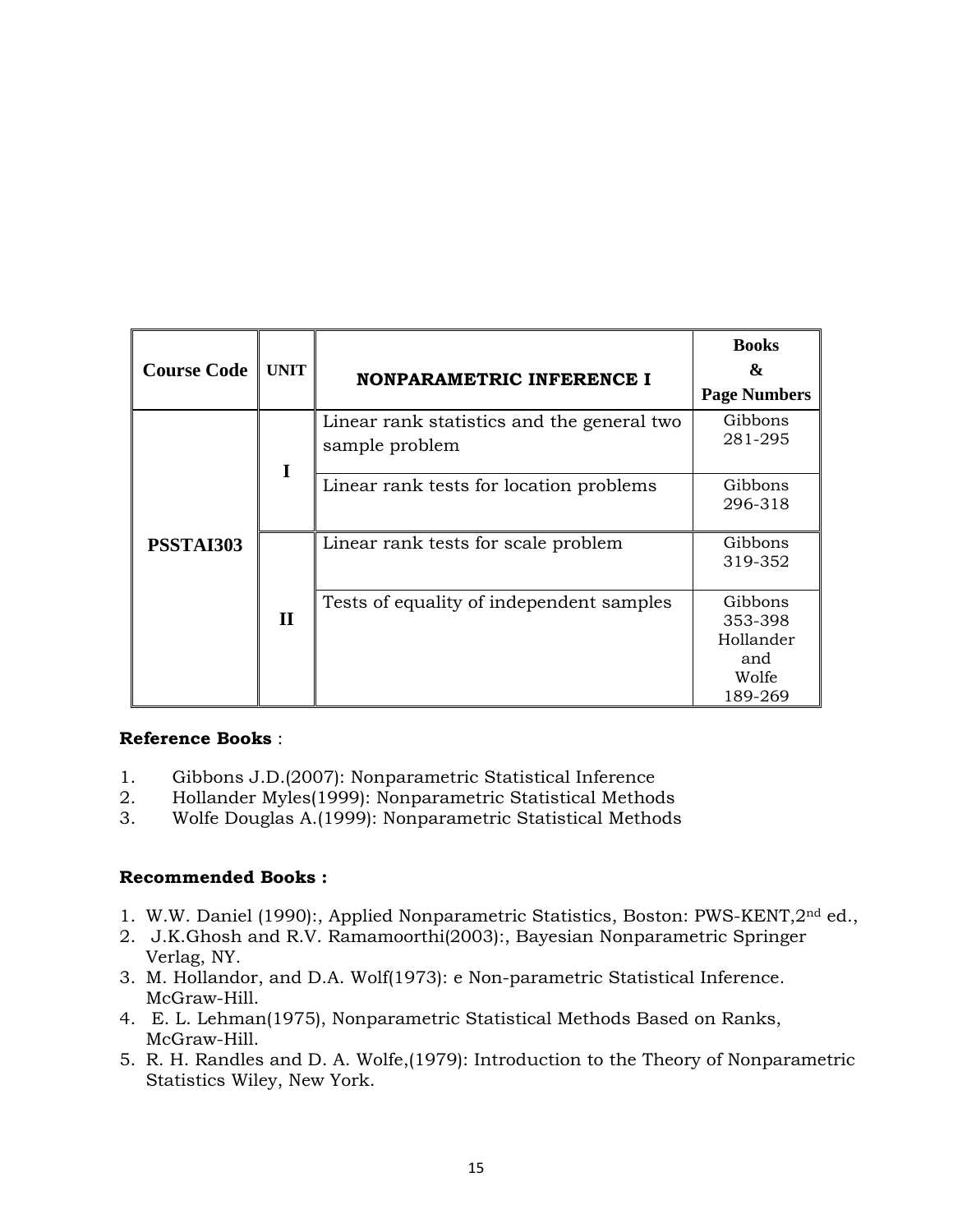| Course Code | UNIT | NONPARAMETRIC INFERENCE I | Books & Page Numbers |
|---|---|---|---|
| PSSTAI303 | I | Linear rank statistics and the general two sample problem | Gibbons 281-295 |
| | | Linear rank tests for location problems | Gibbons 296-318 |
| | II | Linear rank tests for scale problem | Gibbons 319-352 |
| | | Tests of equality of independent samples | Gibbons 353-398 Hollander and Wolfe 189-269 |

**Reference Books** :

1. Gibbons J.D.(2007): Nonparametric Statistical Inference
2. Hollander Myles(1999): Nonparametric Statistical Methods
3. Wolfe Douglas A.(1999): Nonparametric Statistical Methods

**Recommended Books :**

1. W.W. Daniel (1990):, Applied Nonparametric Statistics, Boston: PWS-KENT,2nd ed.,
2. J.K.Ghosh and R.V. Ramamoorthi(2003):, Bayesian Nonparametric Springer Verlag, NY.
3. M. Hollandor, and D.A. Wolf(1973): e Non-parametric Statistical Inference. McGraw-Hill.
4. E. L. Lehman(1975), Nonparametric Statistical Methods Based on Ranks, McGraw-Hill.
5. R. H. Randles and D. A. Wolfe,(1979): Introduction to the Theory of Nonparametric Statistics Wiley, New York.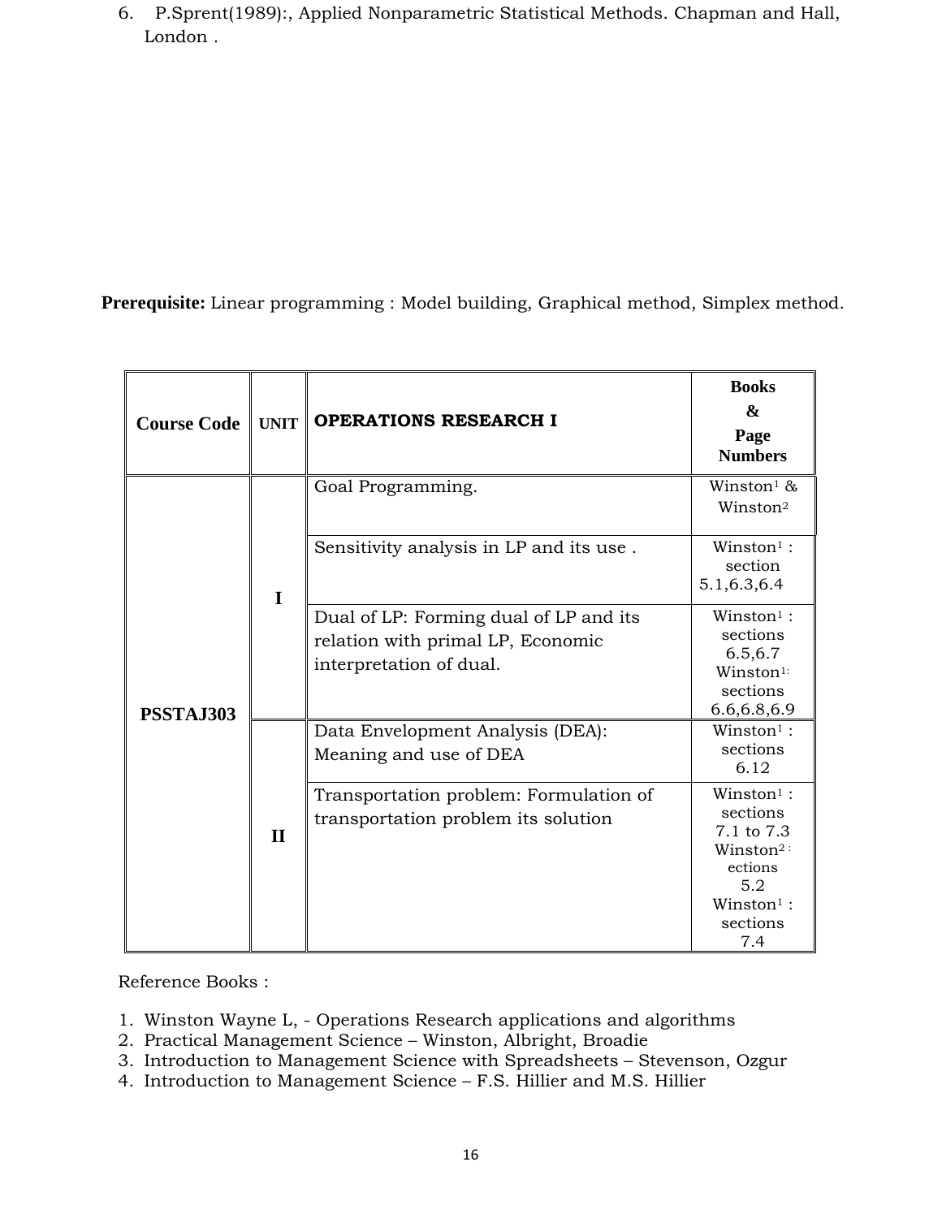6. P.Sprent(1989):, Applied Nonparametric Statistical Methods. Chapman and Hall, London .

**Prerequisite:** Linear programming : Model building, Graphical method, Simplex method.

| Course Code | UNIT | OPERATIONS RESEARCH I | Books & Page Numbers |
|---|---|---|---|
| PSSTAJ303 | I | Goal Programming. | Winston[1] & Winston[2] |
| | | Sensitivity analysis in LP and its use . | Winston[1] : section 5.1,6.3,6.4 |
| | | Dual of LP: Forming dual of LP and its relation with primal LP, Economic interpretation of dual. | Winston[1] : sections 6.5,6.7 Winston[1]: sections 6.6,6.8,6.9 |
| | II | Data Envelopment Analysis (DEA): Meaning and use of DEA | Winston[1] : sections 6.12 |
| | | Transportation problem: Formulation of transportation problem its solution | Winston[1] : sections 7.1 to 7.3 Winston[2] : ections 5.2 Winston[1] : sections 7.4 |

Reference Books :

1. Winston Wayne L, - Operations Research applications and algorithms
2. Practical Management Science – Winston, Albright, Broadie
3. Introduction to Management Science with Spreadsheets – Stevenson, Ozgur
4. Introduction to Management Science – F.S. Hillier and M.S. Hillier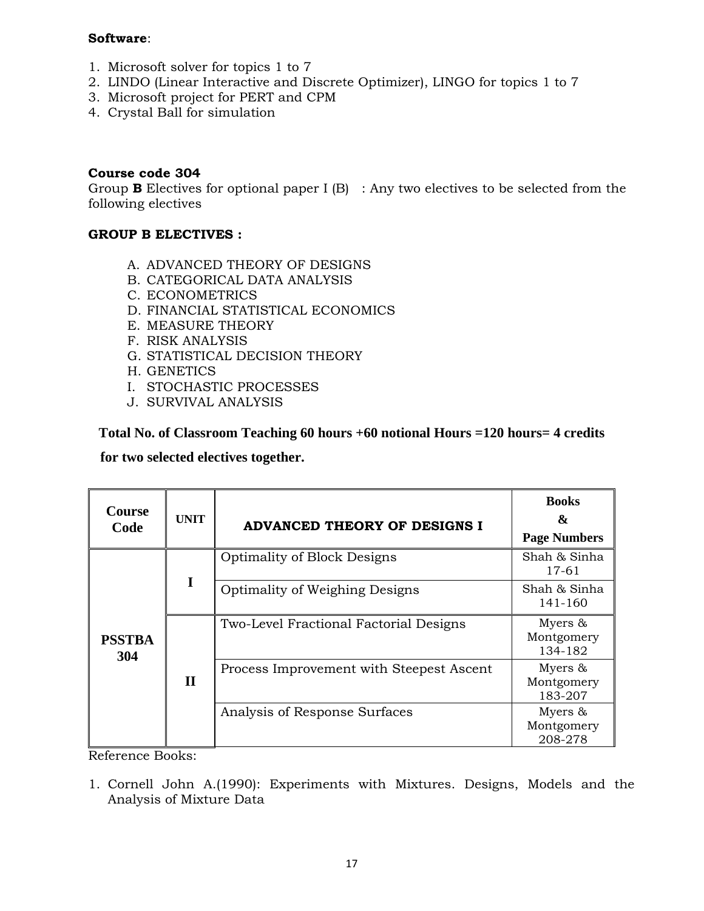**Software**:

1. Microsoft solver for topics 1 to 7
2. LINDO (Linear Interactive and Discrete Optimizer), LINGO for topics 1 to 7
3. Microsoft project for PERT and CPM
4. Crystal Ball for simulation

**Course code 304**

Group **B** Electives for optional paper I (B) : Any two electives to be selected from the following electives

**GROUP B ELECTIVES :**

A. ADVANCED THEORY OF DESIGNS
B. CATEGORICAL DATA ANALYSIS
C. ECONOMETRICS
D. FINANCIAL STATISTICAL ECONOMICS
E. MEASURE THEORY
F. RISK ANALYSIS
G. STATISTICAL DECISION THEORY
H. GENETICS
I. STOCHASTIC PROCESSES
J. SURVIVAL ANALYSIS

**Total No. of Classroom Teaching 60 hours +60 notional Hours =120 hours= 4 credits for two selected electives together.**

| Course Code | UNIT | ADVANCED THEORY OF DESIGNS I | Books & Page Numbers |
|---|---|---|---|
| PSSTBA 304 | I | Optimality of Block Designs | Shah & Sinha 17-61 |
| | | Optimality of Weighing Designs | Shah & Sinha 141-160 |
| | II | Two-Level Fractional Factorial Designs | Myers & Montgomery 134-182 |
| | | Process Improvement with Steepest Ascent | Myers & Montgomery 183-207 |
| | | Analysis of Response Surfaces | Myers & Montgomery 208-278 |

Reference Books:

1. Cornell John A.(1990): Experiments with Mixtures. Designs, Models and the Analysis of Mixture Data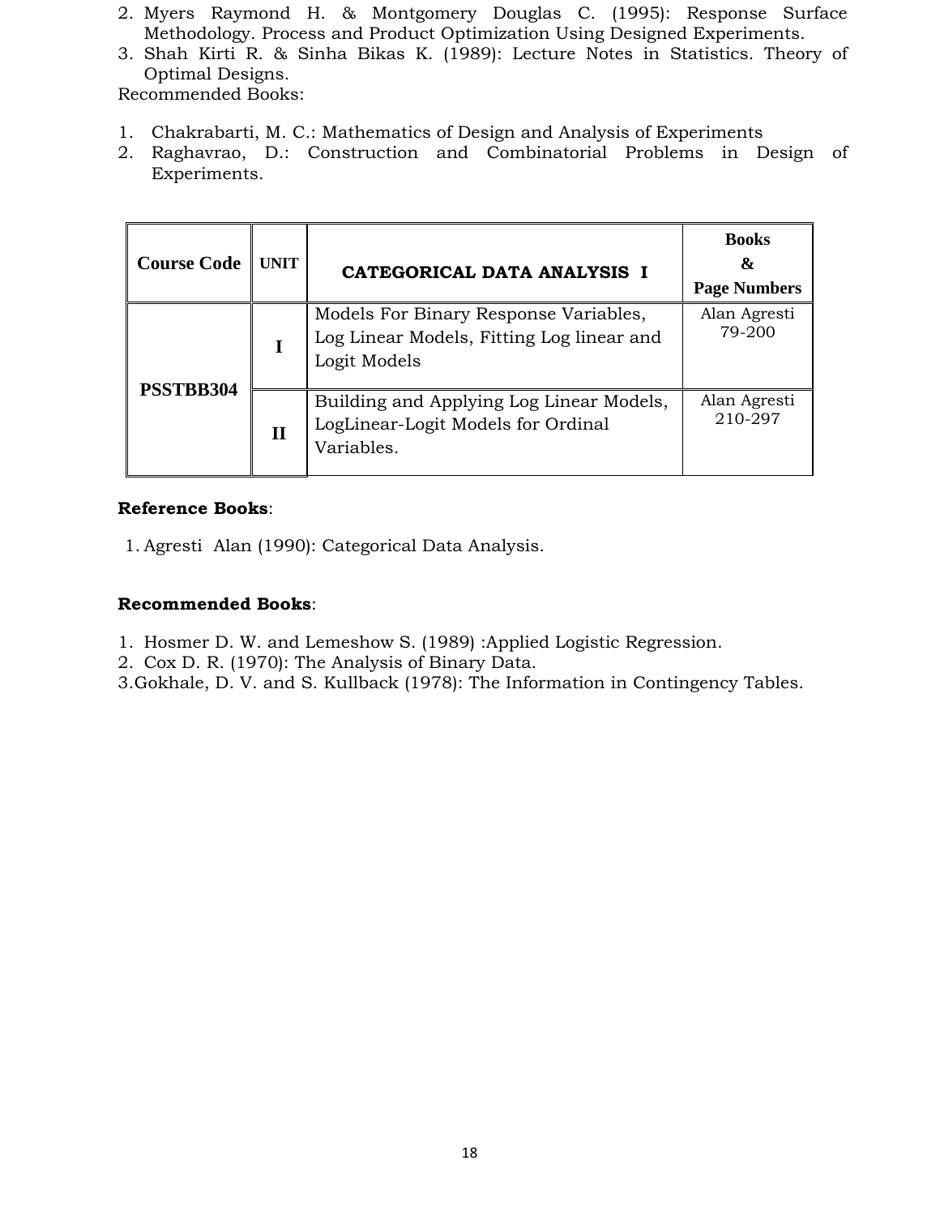2. Myers Raymond H. & Montgomery Douglas C. (1995): Response Surface Methodology. Process and Product Optimization Using Designed Experiments.
3. Shah Kirti R. & Sinha Bikas K. (1989): Lecture Notes in Statistics. Theory of Optimal Designs.

Recommended Books:

1. Chakrabarti, M. C.: Mathematics of Design and Analysis of Experiments
2. Raghavrao, D.: Construction and Combinatorial Problems in Design of Experiments.

| Course Code | UNIT | CATEGORICAL DATA ANALYSIS I | Books & Page Numbers |
|---|---|---|---|
| PSSTBB304 | I | Models For Binary Response Variables, Log Linear Models, Fitting Log linear and Logit Models | Alan Agresti 79-200 |
| | II | Building and Applying Log Linear Models, LogLinear-Logit Models for Ordinal Variables. | Alan Agresti 210-297 |

**Reference Books**:

1. Agresti Alan (1990): Categorical Data Analysis.

**Recommended Books**:

1. Hosmer D. W. and Lemeshow S. (1989) :Applied Logistic Regression.
2. Cox D. R. (1970): The Analysis of Binary Data.
3. Gokhale, D. V. and S. Kullback (1978): The Information in Contingency Tables.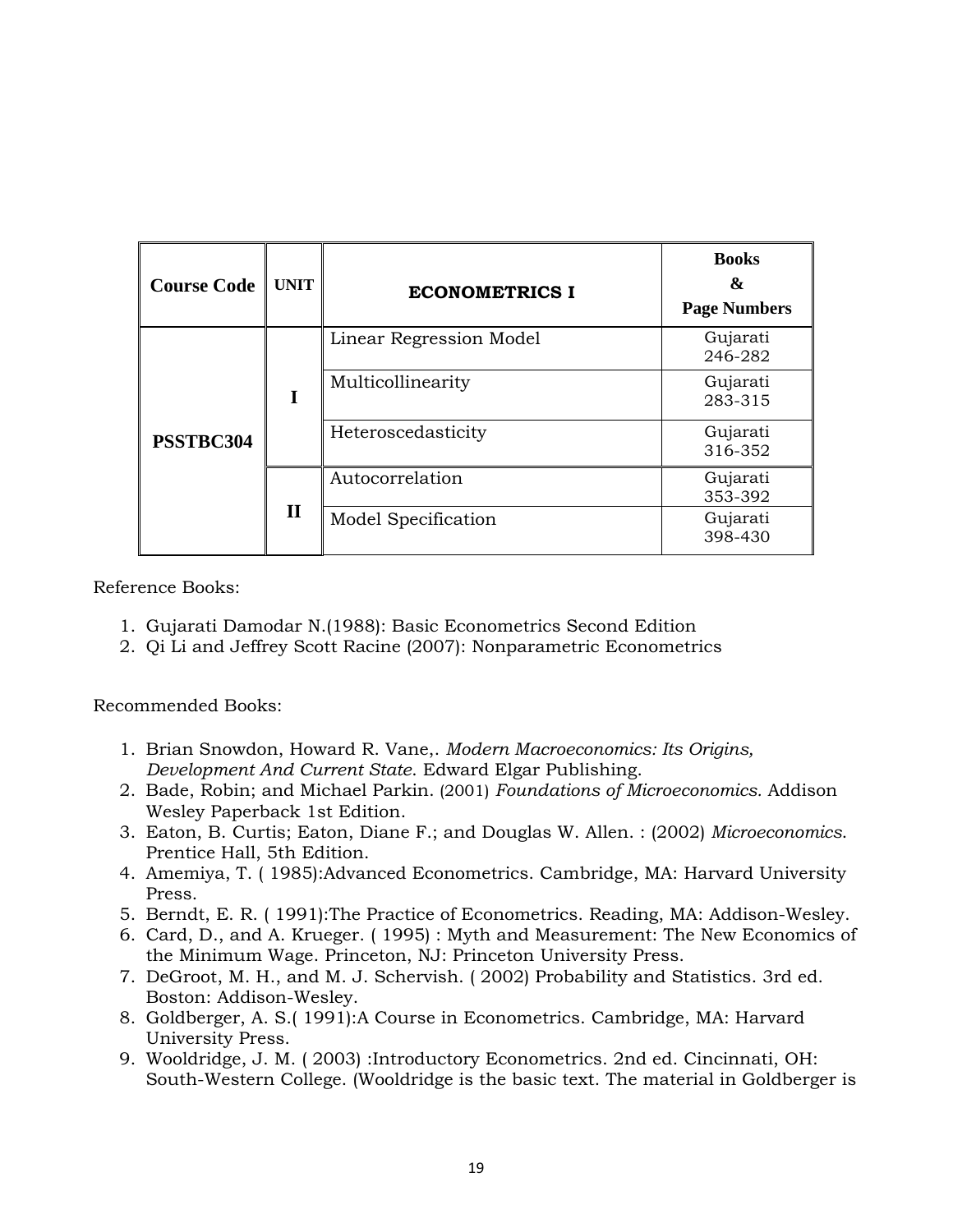| Course Code | UNIT | ECONOMETRICS I | Books & Page Numbers |
|---|---|---|---|
| PSSTBC304 | I | Linear Regression Model | Gujarati 246-282 |
| | | Multicollinearity | Gujarati 283-315 |
| | | Heteroscedasticity | Gujarati 316-352 |
| | II | Autocorrelation | Gujarati 353-392 |
| | | Model Specification | Gujarati 398-430 |

Reference Books:

1. Gujarati Damodar N.(1988): Basic Econometrics Second Edition
2. Qi Li and Jeffrey Scott Racine (2007): Nonparametric Econometrics

Recommended Books:

1. Brian Snowdon, Howard R. Vane,. *Modern Macroeconomics: Its Origins, Development And Current State*. Edward Elgar Publishing.
2. Bade, Robin; and Michael Parkin. (2001) *Foundations of Microeconomics.* Addison Wesley Paperback 1st Edition.
3. Eaton, B. Curtis; Eaton, Diane F.; and Douglas W. Allen. : (2002) *Microeconomics*. Prentice Hall, 5th Edition.
4. Amemiya, T. ( 1985):Advanced Econometrics. Cambridge, MA: Harvard University Press.
5. Berndt, E. R. ( 1991):The Practice of Econometrics. Reading, MA: Addison-Wesley.
6. Card, D., and A. Krueger. ( 1995) : Myth and Measurement: The New Economics of the Minimum Wage. Princeton, NJ: Princeton University Press.
7. DeGroot, M. H., and M. J. Schervish. ( 2002) Probability and Statistics. 3rd ed. Boston: Addison-Wesley.
8. Goldberger, A. S.( 1991):A Course in Econometrics. Cambridge, MA: Harvard University Press.
9. Wooldridge, J. M. ( 2003) :Introductory Econometrics. 2nd ed. Cincinnati, OH: South-Western College. (Wooldridge is the basic text. The material in Goldberger is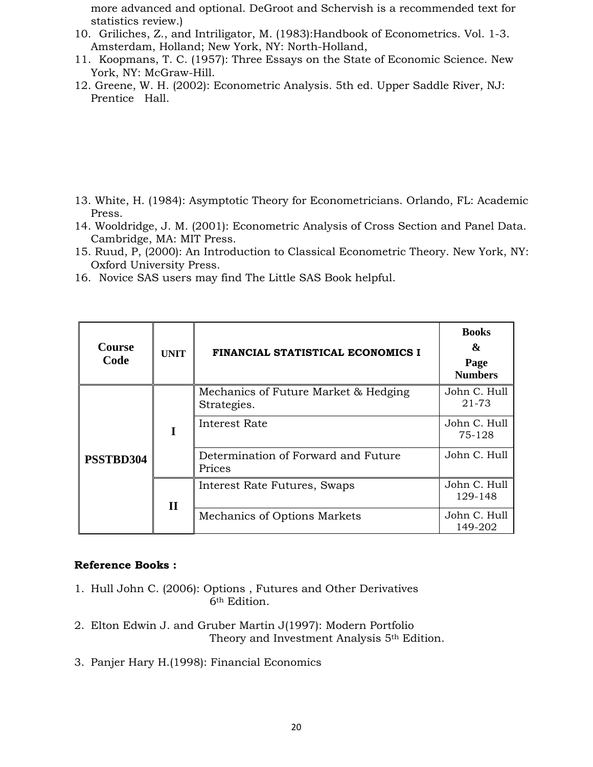more advanced and optional. DeGroot and Schervish is a recommended text for statistics review.)

10. Griliches, Z., and Intriligator, M. (1983):Handbook of Econometrics. Vol. 1-3. Amsterdam, Holland; New York, NY: North-Holland,
11. Koopmans, T. C. (1957): Three Essays on the State of Economic Science. New York, NY: McGraw-Hill.
12. Greene, W. H. (2002): Econometric Analysis. 5th ed. Upper Saddle River, NJ: Prentice Hall.
13. White, H. (1984): Asymptotic Theory for Econometricians. Orlando, FL: Academic Press.
14. Wooldridge, J. M. (2001): Econometric Analysis of Cross Section and Panel Data. Cambridge, MA: MIT Press.
15. Ruud, P, (2000): An Introduction to Classical Econometric Theory. New York, NY: Oxford University Press.
16. Novice SAS users may find The Little SAS Book helpful.

| Course Code | UNIT | FINANCIAL STATISTICAL ECONOMICS I | Books & Page Numbers |
|---|---|---|---|
| PSSTBD304 | I | Mechanics of Future Market & Hedging Strategies. | John C. Hull 21-73 |
| | | Interest Rate | John C. Hull 75-128 |
| | | Determination of Forward and Future Prices | John C. Hull |
| | II | Interest Rate Futures, Swaps | John C. Hull 129-148 |
| | | Mechanics of Options Markets | John C. Hull 149-202 |

**Reference Books :**

1. Hull John C. (2006): Options , Futures and Other Derivatives 6th Edition.
2. Elton Edwin J. and Gruber Martin J(1997): Modern Portfolio Theory and Investment Analysis 5th Edition.
3. Panjer Hary H.(1998): Financial Economics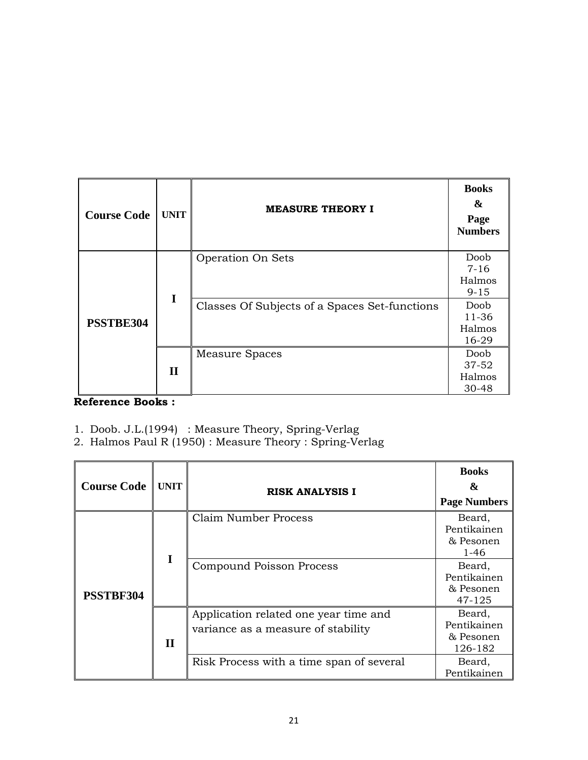| Course Code | UNIT | MEASURE THEORY I | Books & Page Numbers |
|---|---|---|---|
| PSSTBE304 | I | Operation On Sets | Doob 7-16 Halmos 9-15 |
| | | Classes Of Subjects of a Spaces Set-functions | Doob 11-36 Halmos 16-29 |
| | II | Measure Spaces | Doob 37-52 Halmos 30-48 |

**Reference Books :**

1. Doob. J.L.(1994) : Measure Theory, Spring-Verlag
2. Halmos Paul R (1950) : Measure Theory : Spring-Verlag

| Course Code | UNIT | RISK ANALYSIS I | Books & Page Numbers |
|---|---|---|---|
| PSSTBF304 | I | Claim Number Process | Beard, Pentikainen & Pesonen 1-46 |
| | | Compound Poisson Process | Beard, Pentikainen & Pesonen 47-125 |
| | II | Application related one year time and variance as a measure of stability | Beard, Pentikainen & Pesonen 126-182 |
| | | Risk Process with a time span of several | Beard, Pentikainen |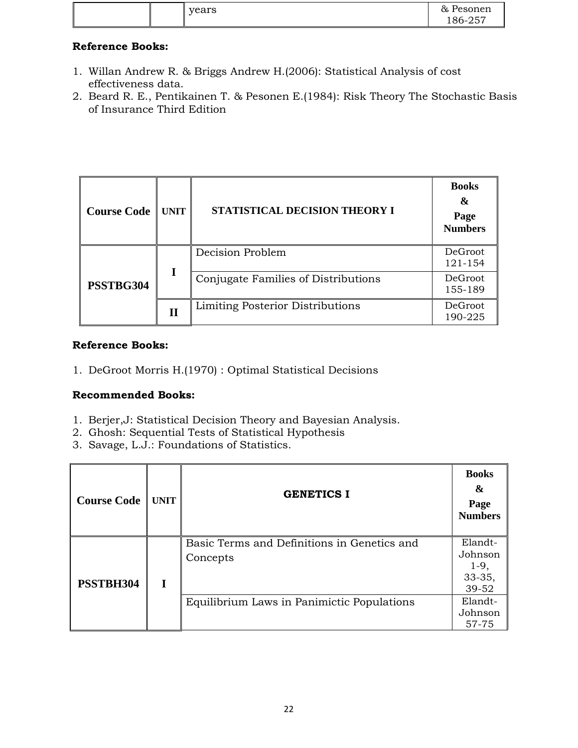| | | years | & Pesonen 186-257 |
|---|---|---|---|

**Reference Books:**

1. Willan Andrew R. & Briggs Andrew H.(2006): Statistical Analysis of cost effectiveness data.
2. Beard R. E., Pentikainen T. & Pesonen E.(1984): Risk Theory The Stochastic Basis of Insurance Third Edition

| Course Code | UNIT | STATISTICAL DECISION THEORY I | Books & Page Numbers |
|---|---|---|---|
| PSSTBG304 | I | Decision Problem | DeGroot 121-154 |
| | | Conjugate Families of Distributions | DeGroot 155-189 |
| | II | Limiting Posterior Distributions | DeGroot 190-225 |

**Reference Books:**

1. DeGroot Morris H.(1970) : Optimal Statistical Decisions

**Recommended Books:**

1. Berjer,J: Statistical Decision Theory and Bayesian Analysis.
2. Ghosh: Sequential Tests of Statistical Hypothesis
3. Savage, L.J.: Foundations of Statistics.

| Course Code | UNIT | GENETICS I | Books & Page Numbers |
|---|---|---|---|
| PSSTBH304 | I | Basic Terms and Definitions in Genetics and Concepts | Elandt-Johnson 1-9, 33-35, 39-52 |
| | | Equilibrium Laws in Panimictic Populations | Elandt-Johnson 57-75 |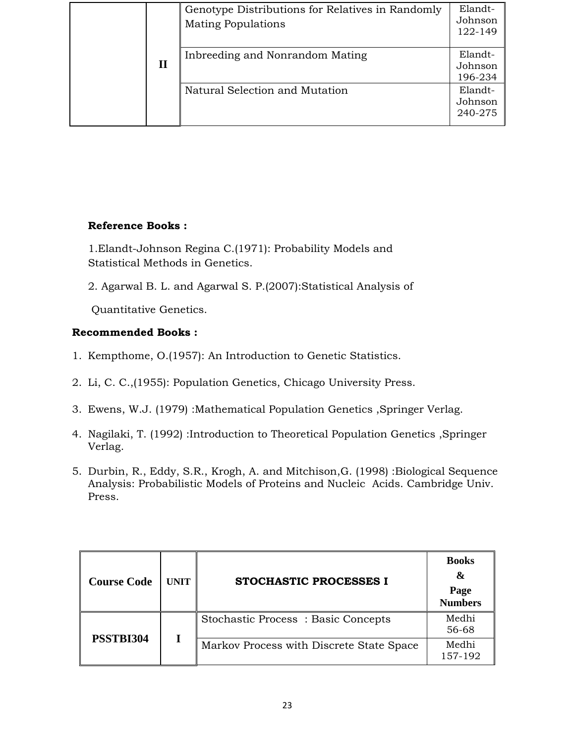|  | II | Genotype Distributions for Relatives in Randomly Mating Populations | Elandt-Johnson 122-149 |
|---|---|---|---|
|  |  | Inbreeding and Nonrandom Mating | Elandt-Johnson 196-234 |
|  |  | Natural Selection and Mutation | Elandt-Johnson 240-275 |

**Reference Books :**

1.Elandt-Johnson Regina C.(1971): Probability Models and Statistical Methods in Genetics.

2. Agarwal B. L. and Agarwal S. P.(2007):Statistical Analysis of Quantitative Genetics.

**Recommended Books :**

1. Kempthome, O.(1957): An Introduction to Genetic Statistics.
2. Li, C. C.,(1955): Population Genetics, Chicago University Press.
3. Ewens, W.J. (1979) :Mathematical Population Genetics ,Springer Verlag.
4. Nagilaki, T. (1992) :Introduction to Theoretical Population Genetics ,Springer Verlag.
5. Durbin, R., Eddy, S.R., Krogh, A. and Mitchison,G. (1998) :Biological Sequence Analysis: Probabilistic Models of Proteins and Nucleic Acids. Cambridge Univ. Press.

| Course Code | UNIT | STOCHASTIC PROCESSES I | Books & Page Numbers |
|---|---|---|---|
| PSSTBI304 | I | Stochastic Process : Basic Concepts | Medhi 56-68 |
|  |  | Markov Process with Discrete State Space | Medhi 157-192 |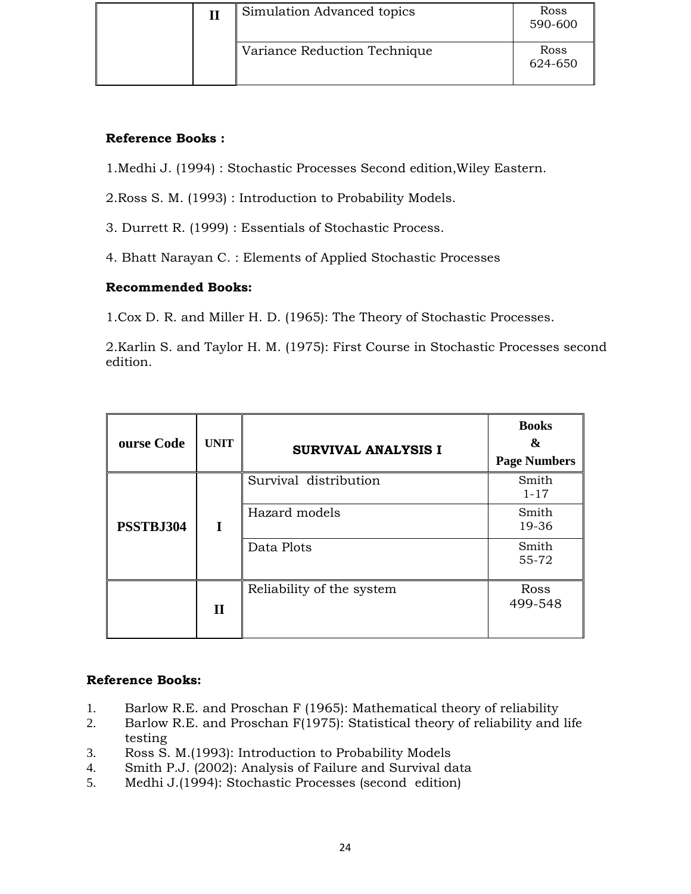| | II | Simulation Advanced topics | Ross 590-600 |
|---|---|---|---|
| | | Variance Reduction Technique | Ross 624-650 |

**Reference Books :**

1.Medhi J. (1994) : Stochastic Processes Second edition,Wiley Eastern.

2.Ross S. M. (1993) : Introduction to Probability Models.

3. Durrett R. (1999) : Essentials of Stochastic Process.

4. Bhatt Narayan C. : Elements of Applied Stochastic Processes

**Recommended Books:**

1.Cox D. R. and Miller H. D. (1965): The Theory of Stochastic Processes.

2.Karlin S. and Taylor H. M. (1975): First Course in Stochastic Processes second edition.

| ourse Code | UNIT | SURVIVAL ANALYSIS I | Books & Page Numbers |
|---|---|---|---|
| PSSTBJ304 | I | Survival distribution | Smith 1-17 |
| | | Hazard models | Smith 19-36 |
| | | Data Plots | Smith 55-72 |
| | II | Reliability of the system | Ross 499-548 |

**Reference Books:**

1. Barlow R.E. and Proschan F (1965): Mathematical theory of reliability
2. Barlow R.E. and Proschan F(1975): Statistical theory of reliability and life testing
3. Ross S. M.(1993): Introduction to Probability Models
4. Smith P.J. (2002): Analysis of Failure and Survival data
5. Medhi J.(1994): Stochastic Processes (second edition)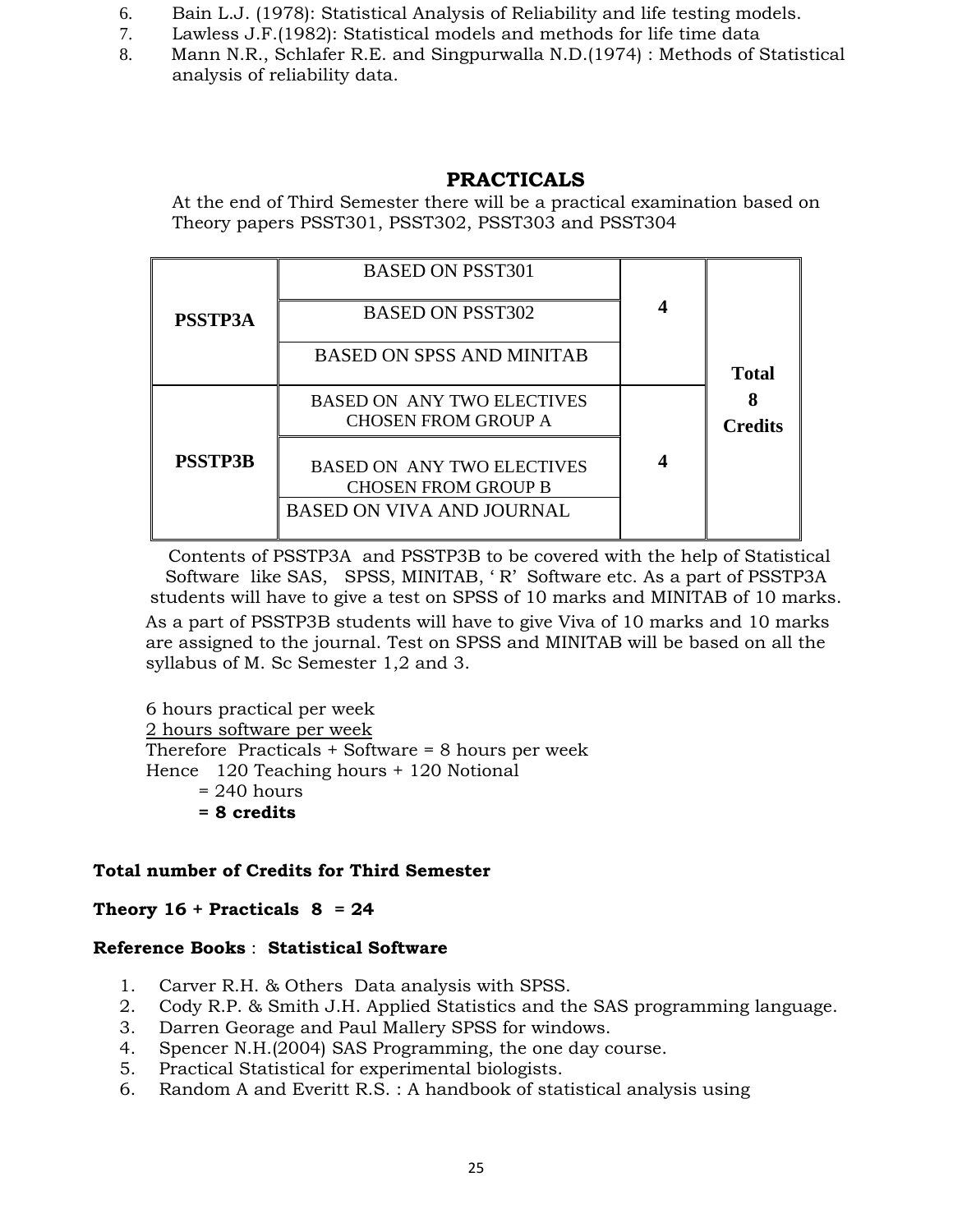6. Bain L.J. (1978): Statistical Analysis of Reliability and life testing models.
7. Lawless J.F.(1982): Statistical models and methods for life time data
8. Mann N.R., Schlafer R.E. and Singpurwalla N.D.(1974) : Methods of Statistical analysis of reliability data.

## PRACTICALS

At the end of Third Semester there will be a practical examination based on Theory papers PSST301, PSST302, PSST303 and PSST304

| | | | |
|---|---|---|---|
| **PSSTP3A** | BASED ON PSST301 | **4** | **Total 8 Credits** |
| | BASED ON PSST302 | | |
| | BASED ON SPSS AND MINITAB | | |
| **PSSTP3B** | BASED ON ANY TWO ELECTIVES CHOSEN FROM GROUP A | **4** | |
| | BASED ON ANY TWO ELECTIVES CHOSEN FROM GROUP B | | |
| | BASED ON VIVA AND JOURNAL | | |

Contents of PSSTP3A and PSSTP3B to be covered with the help of Statistical Software like SAS, SPSS, MINITAB, ' R' Software etc. As a part of PSSTP3A students will have to give a test on SPSS of 10 marks and MINITAB of 10 marks. As a part of PSSTP3B students will have to give Viva of 10 marks and 10 marks are assigned to the journal. Test on SPSS and MINITAB will be based on all the syllabus of M. Sc Semester 1,2 and 3.

6 hours practical per week
2 hours software per week
Therefore Practicals + Software = 8 hours per week
Hence 120 Teaching hours + 120 Notional
= 240 hours
**= 8 credits**

**Total number of Credits for Third Semester**

**Theory 16 + Practicals 8 = 24**

**Reference Books** : **Statistical Software**

1. Carver R.H. & Others Data analysis with SPSS.
2. Cody R.P. & Smith J.H. Applied Statistics and the SAS programming language.
3. Darren Georage and Paul Mallery SPSS for windows.
4. Spencer N.H.(2004) SAS Programming, the one day course.
5. Practical Statistical for experimental biologists.
6. Random A and Everitt R.S. : A handbook of statistical analysis using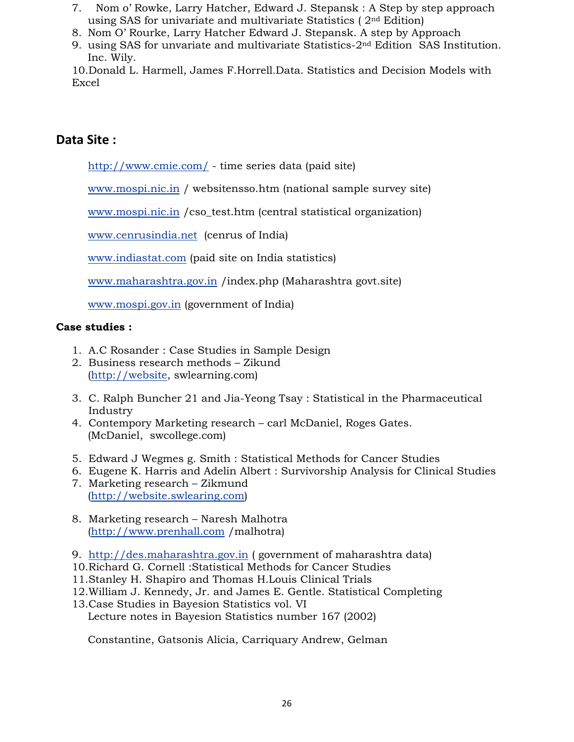7. Nom o' Rowke, Larry Hatcher, Edward J. Stepansk : A Step by step approach using SAS for univariate and multivariate Statistics ( 2nd Edition)
8. Nom O' Rourke, Larry Hatcher Edward J. Stepansk. A step by Approach
9. using SAS for unvariate and multivariate Statistics-2nd Edition SAS Institution. Inc. Wily.
10. Donald L. Harmell, James F.Horrell.Data. Statistics and Decision Models with Excel

## Data Site :

http://www.cmie.com/ - time series data (paid site)

www.mospi.nic.in / websitensso.htm (national sample survey site)

www.mospi.nic.in /cso_test.htm (central statistical organization)

www.cenrusindia.net (cenrus of India)

www.indiastat.com (paid site on India statistics)

www.maharashtra.gov.in /index.php (Maharashtra govt.site)

www.mospi.gov.in (government of India)

**Case studies :**

1. A.C Rosander : Case Studies in Sample Design
2. Business research methods – Zikund (http://website, swlearning.com)
3. C. Ralph Buncher 21 and Jia-Yeong Tsay : Statistical in the Pharmaceutical Industry
4. Contempory Marketing research – carl McDaniel, Roges Gates. (McDaniel, swcollege.com)
5. Edward J Wegmes g. Smith : Statistical Methods for Cancer Studies
6. Eugene K. Harris and Adelin Albert : Survivorship Analysis for Clinical Studies
7. Marketing research – Zikmund (http://website.swlearing.com)
8. Marketing research – Naresh Malhotra (http://www.prenhall.com /malhotra)
9. http://des.maharashtra.gov.in ( government of maharashtra data)
10. Richard G. Cornell :Statistical Methods for Cancer Studies
11. Stanley H. Shapiro and Thomas H.Louis Clinical Trials
12. William J. Kennedy, Jr. and James E. Gentle. Statistical Completing
13. Case Studies in Bayesion Statistics vol. VI
    Lecture notes in Bayesion Statistics number 167 (2002)

    Constantine, Gatsonis Alicia, Carriquary Andrew, Gelman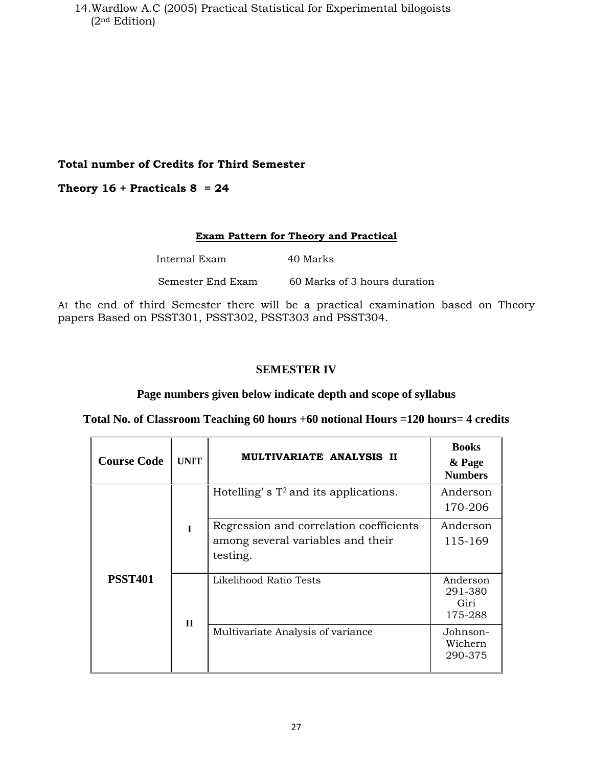14. Wardlow A.C (2005) Practical Statistical for Experimental bilogoists (2nd Edition)

**Total number of Credits for Third Semester**

**Theory 16 + Practicals 8 = 24**

**Exam Pattern for Theory and Practical**

Internal Exam 40 Marks

Semester End Exam 60 Marks of 3 hours duration

At the end of third Semester there will be a practical examination based on Theory papers Based on PSST301, PSST302, PSST303 and PSST304.

## SEMESTER IV

### Page numbers given below indicate depth and scope of syllabus

### Total No. of Classroom Teaching 60 hours +60 notional Hours =120 hours= 4 credits

| Course Code | UNIT | MULTIVARIATE ANALYSIS II | Books & Page Numbers |
|---|---|---|---|
| PSST401 | I | Hotelling's $T^2$ and its applications. | Anderson 170-206 |
| | | Regression and correlation coefficients among several variables and their testing. | Anderson 115-169 |
| | II | Likelihood Ratio Tests | Anderson 291-380 Giri 175-288 |
| | | Multivariate Analysis of variance | Johnson-Wichern 290-375 |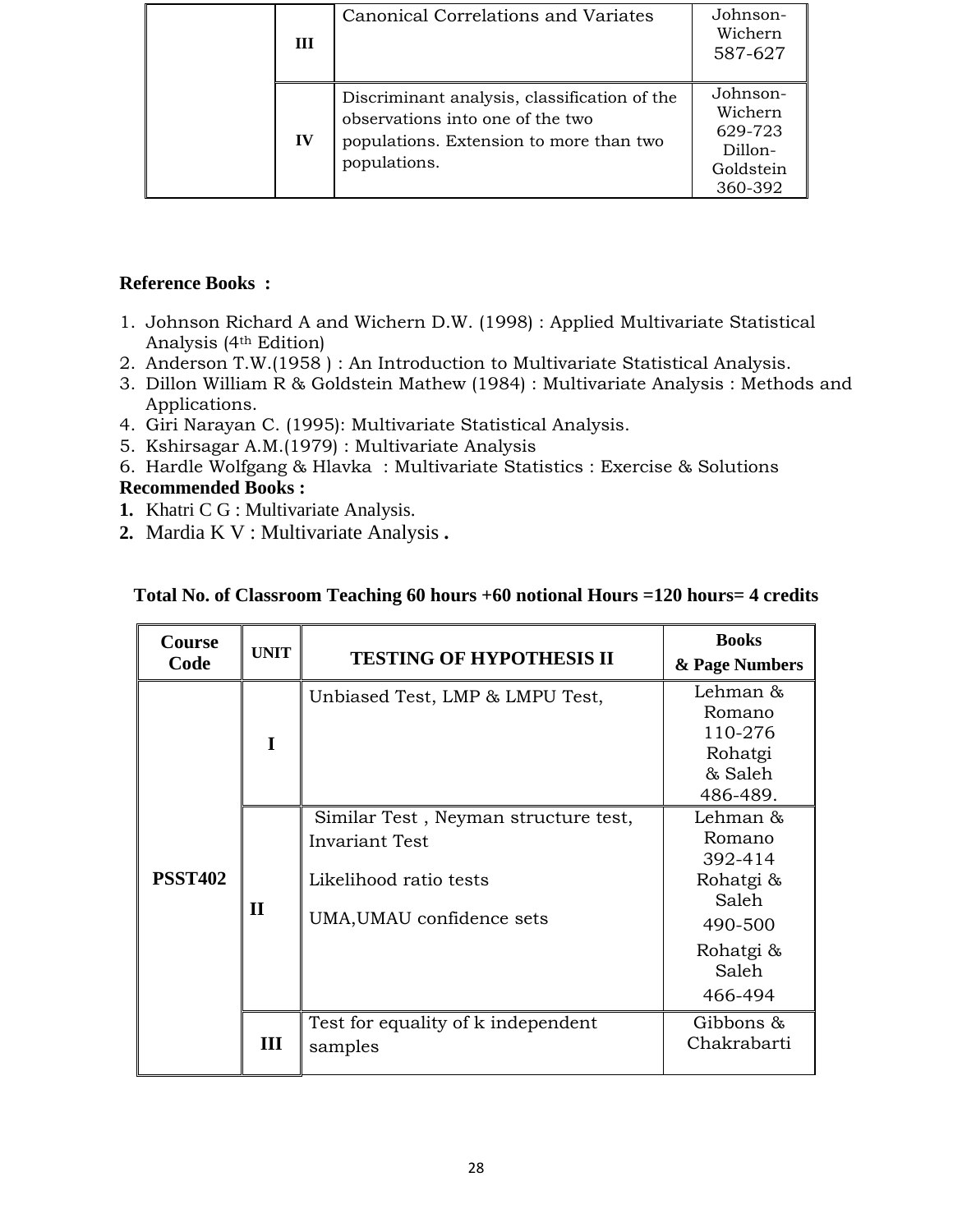| | | | |
|---|---|---|---|
| | III | Canonical Correlations and Variates | Johnson-Wichern 587-627 |
| | IV | Discriminant analysis, classification of the observations into one of the two populations. Extension to more than two populations. | Johnson-Wichern 629-723 Dillon-Goldstein 360-392 |

**Reference Books :**

1. Johnson Richard A and Wichern D.W. (1998) : Applied Multivariate Statistical Analysis (4th Edition)
2. Anderson T.W.(1958 ) : An Introduction to Multivariate Statistical Analysis.
3. Dillon William R & Goldstein Mathew (1984) : Multivariate Analysis : Methods and Applications.
4. Giri Narayan C. (1995): Multivariate Statistical Analysis.
5. Kshirsagar A.M.(1979) : Multivariate Analysis
6. Hardle Wolfgang & Hlavka : Multivariate Statistics : Exercise & Solutions

**Recommended Books :**

1. Khatri C G : Multivariate Analysis.
2. Mardia K V : Multivariate Analysis **.**

**Total No. of Classroom Teaching 60 hours +60 notional Hours =120 hours= 4 credits**

| Course Code | UNIT | TESTING OF HYPOTHESIS II | Books & Page Numbers |
|---|---|---|---|
| PSST402 | I | Unbiased Test, LMP & LMPU Test, | Lehman & Romano 110-276 Rohatgi & Saleh 486-489. |
| | II | Similar Test , Neyman structure test, Invariant Test<br>Likelihood ratio tests<br>UMA,UMAU confidence sets | Lehman & Romano 392-414<br>Rohatgi & Saleh 490-500<br>Rohatgi & Saleh 466-494 |
| | III | Test for equality of k independent samples | Gibbons & Chakrabarti |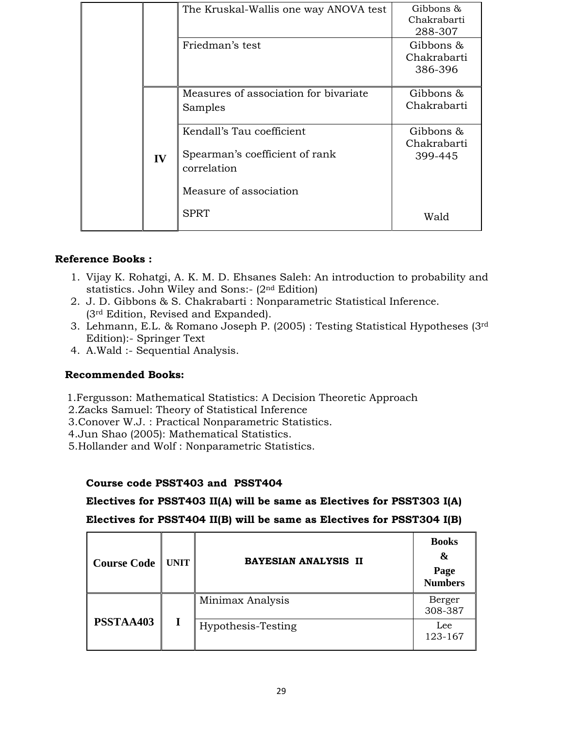| | | | |
|---|---|---|---|
| | | The Kruskal-Wallis one way ANOVA test | Gibbons & Chakrabarti 288-307 |
| | | Friedman's test | Gibbons & Chakrabarti 386-396 |
| | IV | Measures of association for bivariate Samples | Gibbons & Chakrabarti |
| | | Kendall's Tau coefficient<br><br>Spearman's coefficient of rank correlation<br><br>Measure of association | Gibbons & Chakrabarti 399-445 |
| | | SPRT | Wald |

**Reference Books :**

1. Vijay K. Rohatgi, A. K. M. D. Ehsanes Saleh: An introduction to probability and statistics. John Wiley and Sons:- (2nd Edition)
2. J. D. Gibbons & S. Chakrabarti : Nonparametric Statistical Inference. (3rd Edition, Revised and Expanded).
3. Lehmann, E.L. & Romano Joseph P. (2005) : Testing Statistical Hypotheses (3rd Edition):- Springer Text
4. A.Wald :- Sequential Analysis.

**Recommended Books:**

1. Fergusson: Mathematical Statistics: A Decision Theoretic Approach
2. Zacks Samuel: Theory of Statistical Inference
3. Conover W.J. : Practical Nonparametric Statistics.
4. Jun Shao (2005): Mathematical Statistics.
5. Hollander and Wolf : Nonparametric Statistics.

**Course code PSST403 and PSST404**

**Electives for PSST403 II(A) will be same as Electives for PSST303 I(A)**

**Electives for PSST404 II(B) will be same as Electives for PSST304 I(B)**

| Course Code | UNIT | BAYESIAN ANALYSIS II | Books & Page Numbers |
|---|---|---|---|
| PSSTAA403 | I | Minimax Analysis | Berger 308-387 |
| | | Hypothesis-Testing | Lee 123-167 |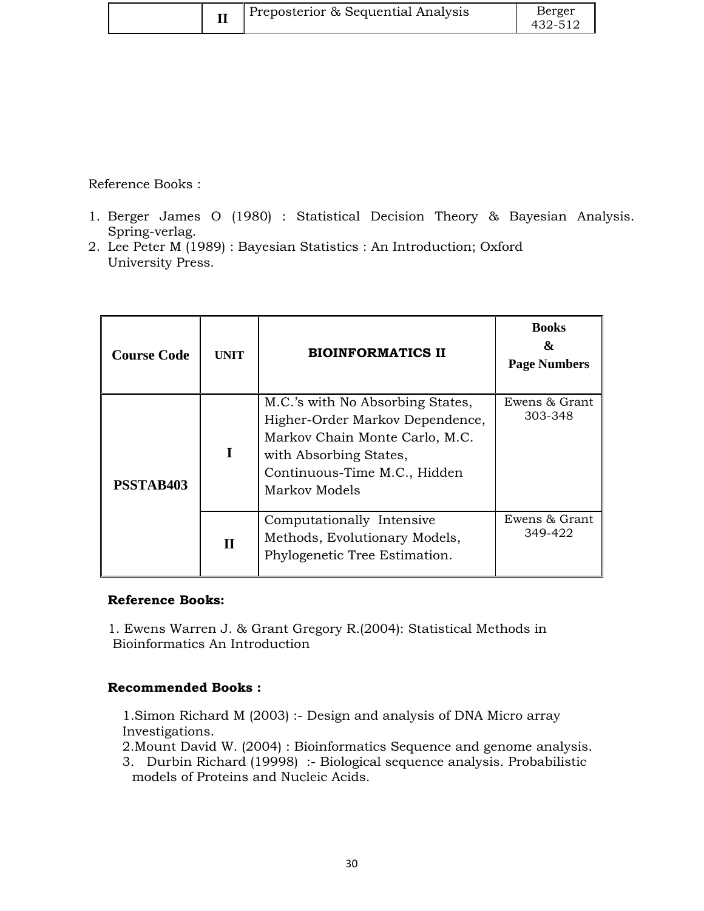|  | II | Preposterior & Sequential Analysis | Berger 432-512 |
|---|---|---|---|

Reference Books :

1. Berger James O (1980) : Statistical Decision Theory & Bayesian Analysis. Spring-verlag.
2. Lee Peter M (1989) : Bayesian Statistics : An Introduction; Oxford University Press.

| Course Code | UNIT | BIOINFORMATICS II | Books & Page Numbers |
|---|---|---|---|
| PSSTAB403 | I | M.C.'s with No Absorbing States, Higher-Order Markov Dependence, Markov Chain Monte Carlo, M.C. with Absorbing States, Continuous-Time M.C., Hidden Markov Models | Ewens & Grant 303-348 |
|  | II | Computationally Intensive Methods, Evolutionary Models, Phylogenetic Tree Estimation. | Ewens & Grant 349-422 |

**Reference Books:**

1. Ewens Warren J. & Grant Gregory R.(2004): Statistical Methods in Bioinformatics An Introduction

**Recommended Books :**

1. Simon Richard M (2003) :- Design and analysis of DNA Micro array Investigations.
2. Mount David W. (2004) : Bioinformatics Sequence and genome analysis.
3. Durbin Richard (19998) :- Biological sequence analysis. Probabilistic models of Proteins and Nucleic Acids.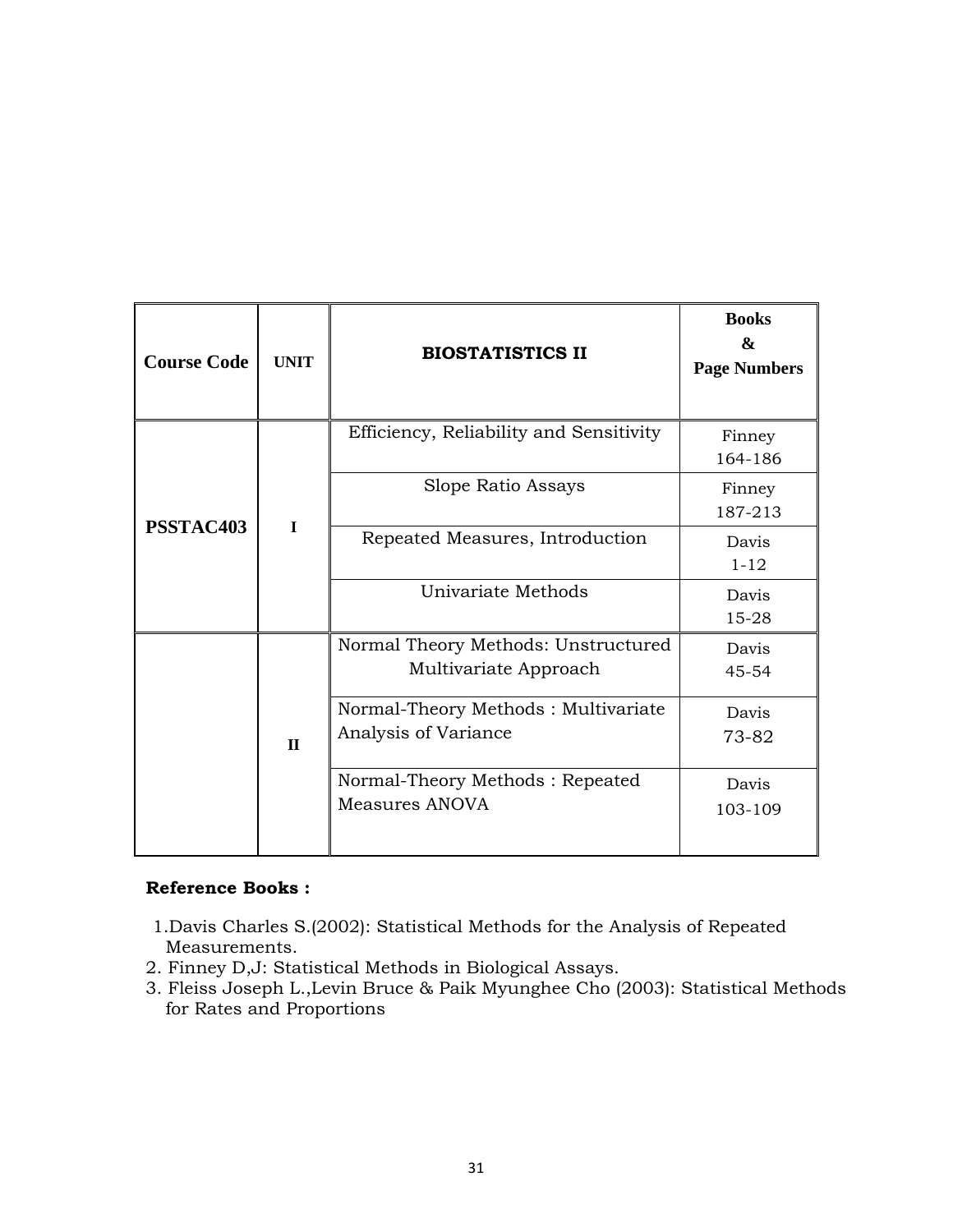| Course Code | UNIT | BIOSTATISTICS II | Books & Page Numbers |
| --- | --- | --- | --- |
| PSSTAC403 | I | Efficiency, Reliability and Sensitivity | Finney 164-186 |
| | | Slope Ratio Assays | Finney 187-213 |
| | | Repeated Measures, Introduction | Davis 1-12 |
| | | Univariate Methods | Davis 15-28 |
| | II | Normal Theory Methods: Unstructured Multivariate Approach | Davis 45-54 |
| | | Normal-Theory Methods : Multivariate Analysis of Variance | Davis 73-82 |
| | | Normal-Theory Methods : Repeated Measures ANOVA | Davis 103-109 |

**Reference Books :**

1. Davis Charles S.(2002): Statistical Methods for the Analysis of Repeated Measurements.
2. Finney D,J: Statistical Methods in Biological Assays.
3. Fleiss Joseph L.,Levin Bruce & Paik Myunghee Cho (2003): Statistical Methods for Rates and Proportions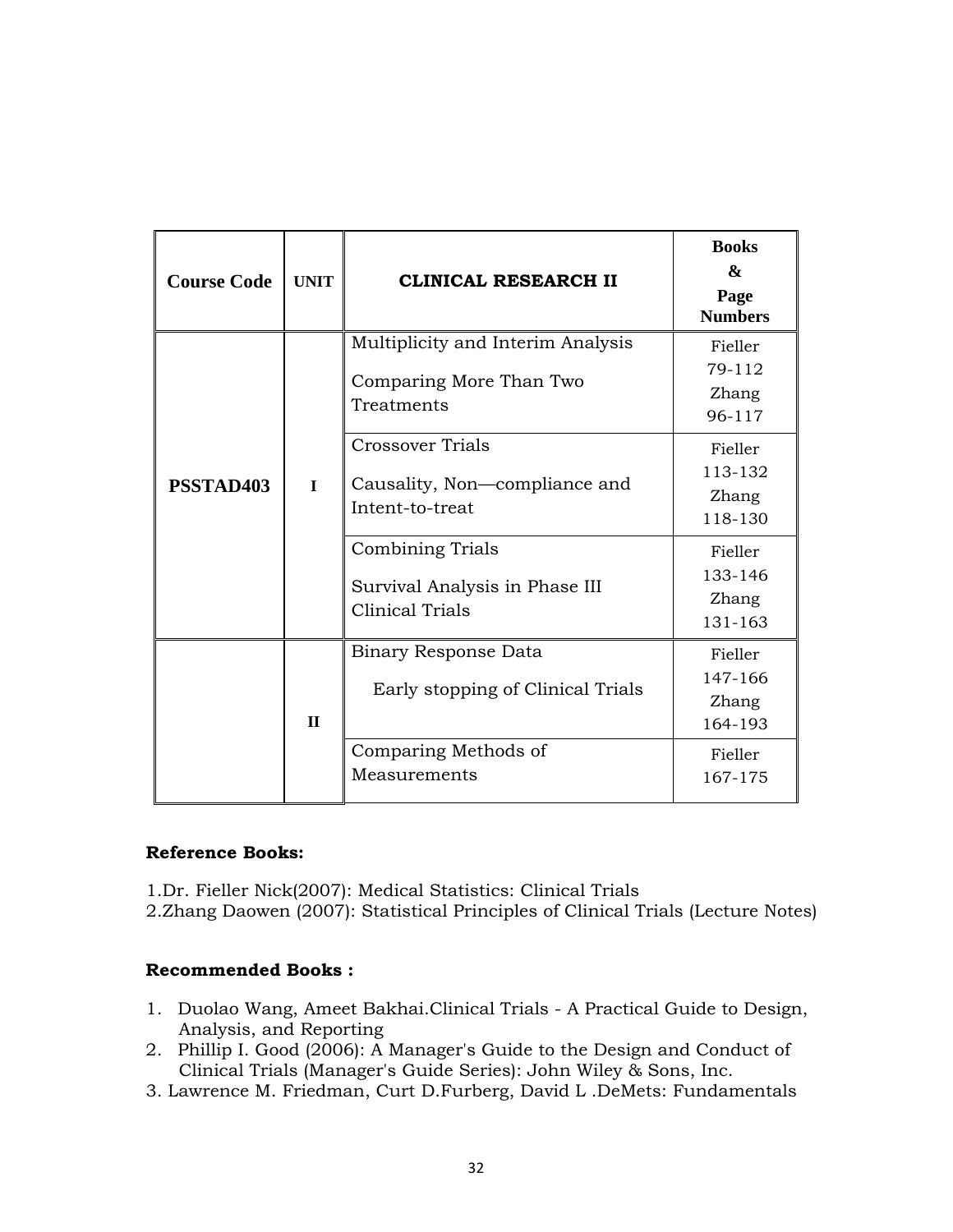| Course Code | UNIT | CLINICAL RESEARCH II | Books & Page Numbers |
|---|---|---|---|
| PSSTAD403 | I | Multiplicity and Interim Analysis<br><br>Comparing More Than Two Treatments | Fieller 79-112<br>Zhang 96-117 |
| | | Crossover Trials<br><br>Causality, Non—compliance and Intent-to-treat | Fieller 113-132<br>Zhang 118-130 |
| | | Combining Trials<br><br>Survival Analysis in Phase III Clinical Trials | Fieller 133-146<br>Zhang 131-163 |
| | II | Binary Response Data<br><br>Early stopping of Clinical Trials | Fieller 147-166<br>Zhang 164-193 |
| | | Comparing Methods of Measurements | Fieller 167-175 |

**Reference Books:**

1.Dr. Fieller Nick(2007): Medical Statistics: Clinical Trials
2.Zhang Daowen (2007): Statistical Principles of Clinical Trials (Lecture Notes)

**Recommended Books :**

1. Duolao Wang, Ameet Bakhai.Clinical Trials - A Practical Guide to Design, Analysis, and Reporting
2. Phillip I. Good (2006): A Manager's Guide to the Design and Conduct of Clinical Trials (Manager's Guide Series): John Wiley & Sons, Inc.
3. Lawrence M. Friedman, Curt D.Furberg, David L .DeMets: Fundamentals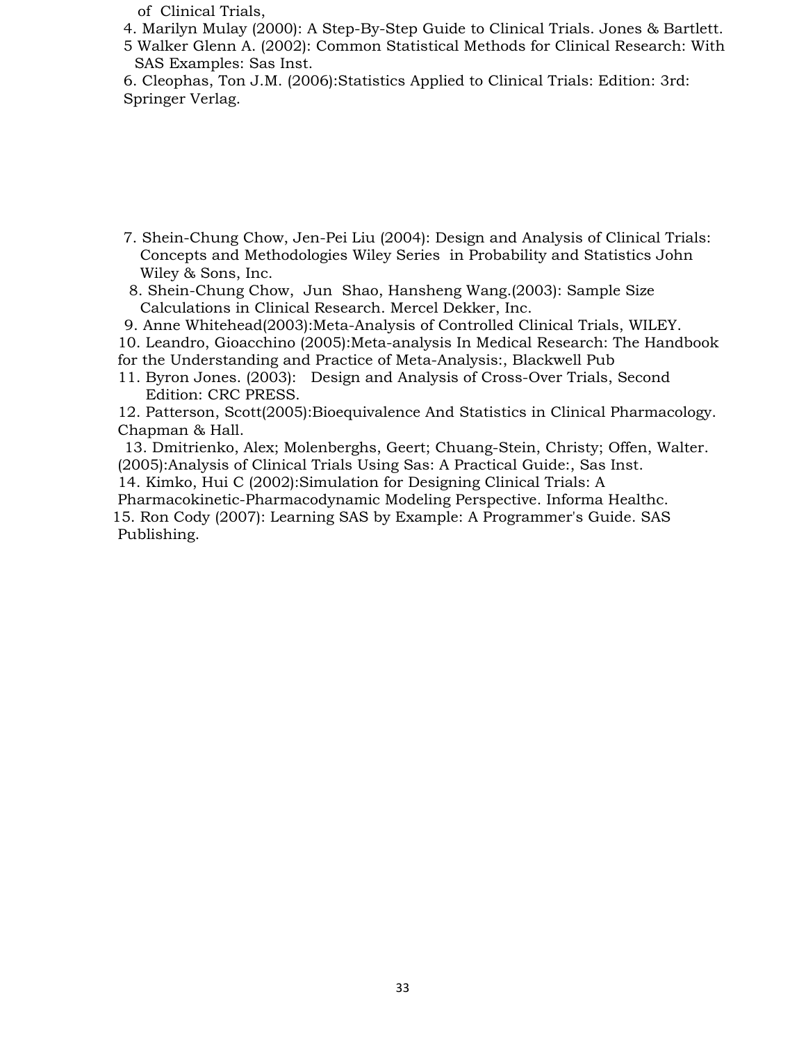of Clinical Trials,

4. Marilyn Mulay (2000): A Step-By-Step Guide to Clinical Trials. Jones & Bartlett.
5. Walker Glenn A. (2002): Common Statistical Methods for Clinical Research: With SAS Examples: Sas Inst.
6. Cleophas, Ton J.M. (2006):Statistics Applied to Clinical Trials: Edition: 3rd: Springer Verlag.
7. Shein-Chung Chow, Jen-Pei Liu (2004): Design and Analysis of Clinical Trials: Concepts and Methodologies Wiley Series in Probability and Statistics John Wiley & Sons, Inc.
8. Shein-Chung Chow, Jun Shao, Hansheng Wang.(2003): Sample Size Calculations in Clinical Research. Mercel Dekker, Inc.
9. Anne Whitehead(2003):Meta-Analysis of Controlled Clinical Trials, WILEY.
10. Leandro, Gioacchino (2005):Meta-analysis In Medical Research: The Handbook for the Understanding and Practice of Meta-Analysis:, Blackwell Pub
11. Byron Jones. (2003): Design and Analysis of Cross-Over Trials, Second Edition: CRC PRESS.
12. Patterson, Scott(2005):Bioequivalence And Statistics in Clinical Pharmacology. Chapman & Hall.
13. Dmitrienko, Alex; Molenberghs, Geert; Chuang-Stein, Christy; Offen, Walter. (2005):Analysis of Clinical Trials Using Sas: A Practical Guide:, Sas Inst.
14. Kimko, Hui C (2002):Simulation for Designing Clinical Trials: A Pharmacokinetic-Pharmacodynamic Modeling Perspective. Informa Healthc.
15. Ron Cody (2007): Learning SAS by Example: A Programmer's Guide. SAS Publishing.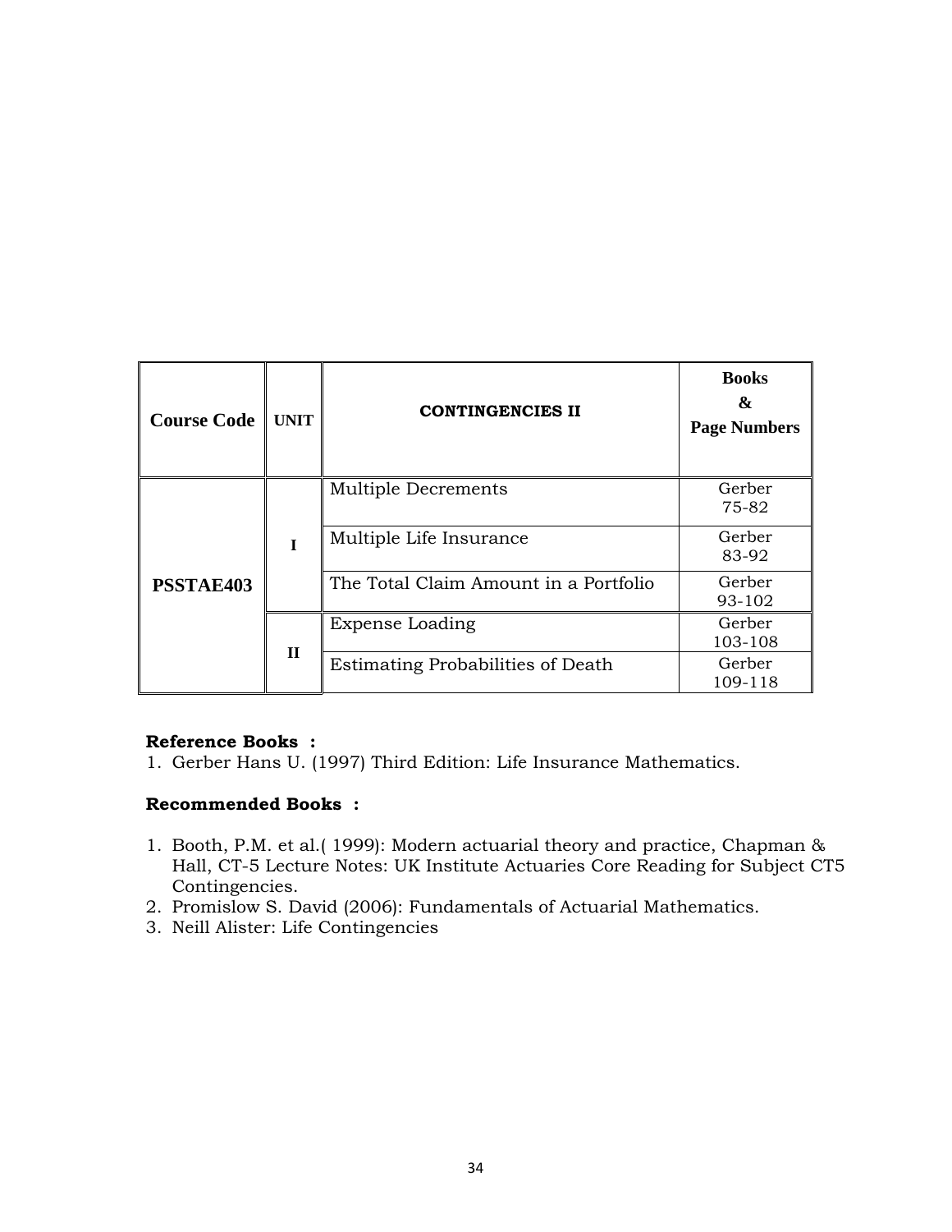| Course Code | UNIT | CONTINGENCIES II | Books & Page Numbers |
|---|---|---|---|
| PSSTAE403 | I | Multiple Decrements | Gerber 75-82 |
| | | Multiple Life Insurance | Gerber 83-92 |
| | | The Total Claim Amount in a Portfolio | Gerber 93-102 |
| | II | Expense Loading | Gerber 103-108 |
| | | Estimating Probabilities of Death | Gerber 109-118 |

**Reference Books :**

1. Gerber Hans U. (1997) Third Edition: Life Insurance Mathematics.

**Recommended Books :**

1. Booth, P.M. et al.( 1999): Modern actuarial theory and practice, Chapman & Hall, CT-5 Lecture Notes: UK Institute Actuaries Core Reading for Subject CT5 Contingencies.
2. Promislow S. David (2006): Fundamentals of Actuarial Mathematics.
3. Neill Alister: Life Contingencies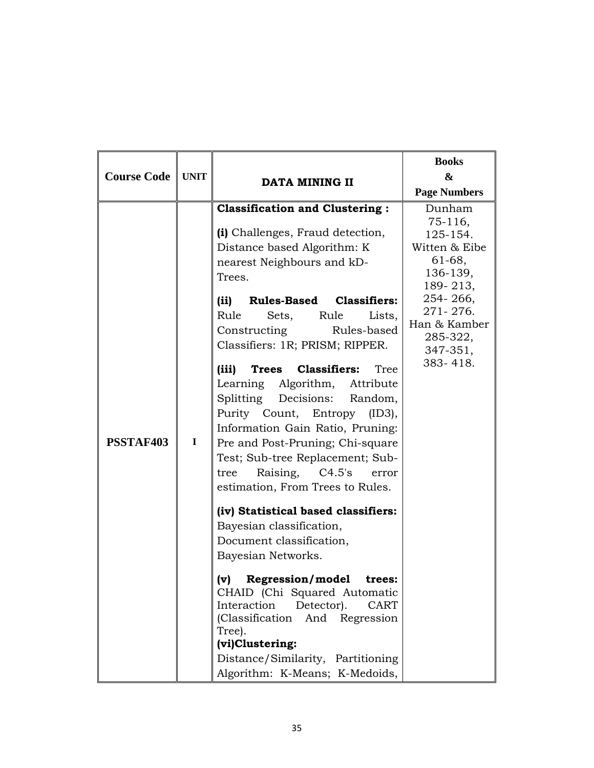| Course Code | UNIT | DATA MINING II | Books & Page Numbers |
|---|---|---|---|
| PSSTAF403 | I | **Classification and Clustering :**<br><br>**(i)** Challenges, Fraud detection, Distance based Algorithm: K nearest Neighbours and kD-Trees.<br><br>**(ii) Rules-Based Classifiers:** Rule Sets, Rule Lists, Constructing Rules-based Classifiers: 1R; PRISM; RIPPER.<br><br>**(iii) Trees Classifiers:** Tree Learning Algorithm, Attribute Splitting Decisions: Random, Purity Count, Entropy (ID3), Information Gain Ratio, Pruning: Pre and Post-Pruning; Chi-square Test; Sub-tree Replacement; Sub-tree Raising, C4.5's error estimation, From Trees to Rules.<br><br>**(iv) Statistical based classifiers:** Bayesian classification, Document classification, Bayesian Networks.<br><br>**(v) Regression/model trees:** CHAID (Chi Squared Automatic Interaction Detector). CART (Classification And Regression Tree).<br>**(vi)Clustering:**<br>Distance/Similarity, Partitioning Algorithm: K-Means; K-Medoids, | Dunham<br>75-116,<br>125-154.<br>Witten & Eibe<br>61-68,<br>136-139,<br>189- 213,<br>254- 266,<br>271- 276.<br>Han & Kamber<br>285-322,<br>347-351,<br>383- 418. |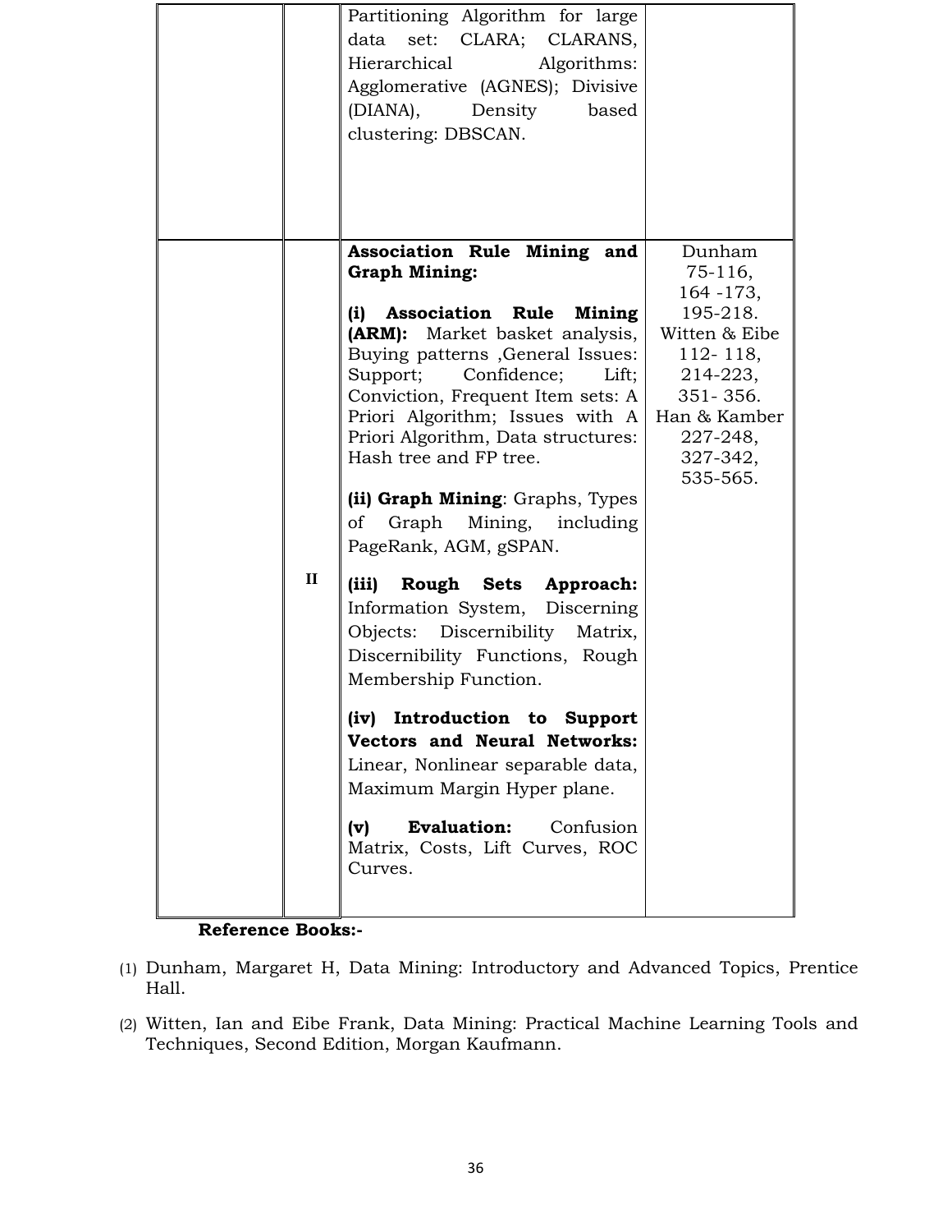| | | | |
|---|---|---|---|
| | | Partitioning Algorithm for large data set: CLARA; CLARANS, Hierarchical Algorithms: Agglomerative (AGNES); Divisive (DIANA), Density based clustering: DBSCAN. | |
| | II | **Association Rule Mining and Graph Mining:**<br><br>**(i) Association Rule Mining (ARM):** Market basket analysis, Buying patterns ,General Issues: Support; Confidence; Lift; Conviction, Frequent Item sets: A Priori Algorithm; Issues with A Priori Algorithm, Data structures: Hash tree and FP tree.<br><br>**(ii) Graph Mining**: Graphs, Types of Graph Mining, including PageRank, AGM, gSPAN.<br><br>**(iii) Rough Sets Approach:** Information System, Discerning Objects: Discernibility Matrix, Discernibility Functions, Rough Membership Function.<br><br>**(iv) Introduction to Support Vectors and Neural Networks:** Linear, Nonlinear separable data, Maximum Margin Hyper plane.<br><br>**(v) Evaluation:** Confusion Matrix, Costs, Lift Curves, ROC Curves. | Dunham 75-116, 164 -173, 195-218. Witten & Eibe 112- 118, 214-223, 351- 356. Han & Kamber 227-248, 327-342, 535-565. |

**Reference Books:-**

(1) Dunham, Margaret H, Data Mining: Introductory and Advanced Topics, Prentice Hall.

(2) Witten, Ian and Eibe Frank, Data Mining: Practical Machine Learning Tools and Techniques, Second Edition, Morgan Kaufmann.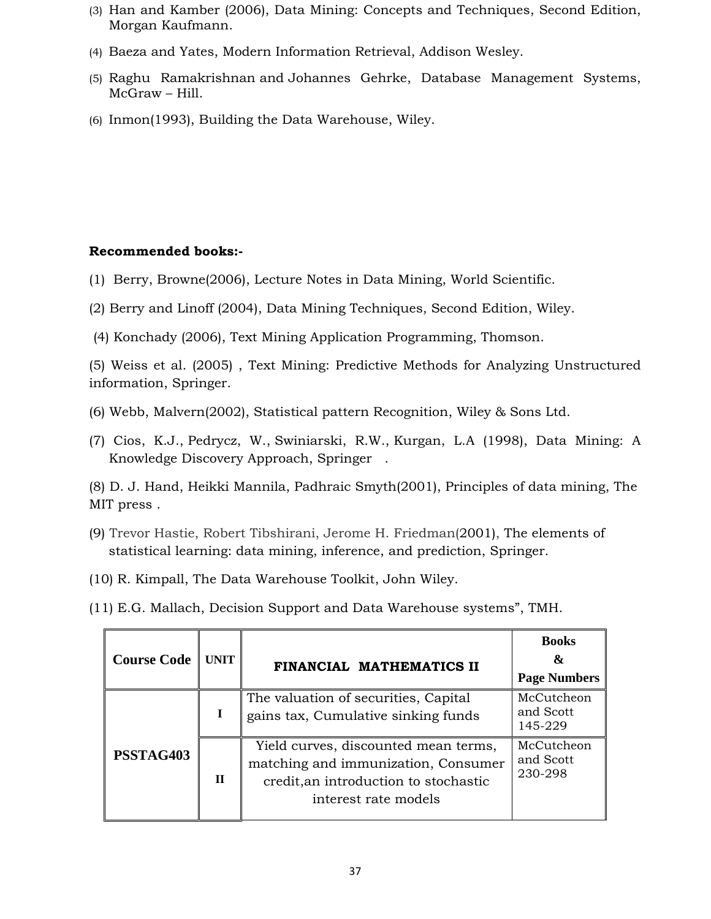(3) Han and Kamber (2006), Data Mining: Concepts and Techniques, Second Edition, Morgan Kaufmann.

(4) Baeza and Yates, Modern Information Retrieval, Addison Wesley.

(5) Raghu Ramakrishnan and Johannes Gehrke, Database Management Systems, McGraw – Hill.

(6) Inmon(1993), Building the Data Warehouse, Wiley.

**Recommended books:-**

(1) Berry, Browne(2006), Lecture Notes in Data Mining, World Scientific.

(2) Berry and Linoff (2004), Data Mining Techniques, Second Edition, Wiley.

(4) Konchady (2006), Text Mining Application Programming, Thomson.

(5) Weiss et al. (2005) , Text Mining: Predictive Methods for Analyzing Unstructured information, Springer.

(6) Webb, Malvern(2002), Statistical pattern Recognition, Wiley & Sons Ltd.

(7) Cios, K.J., Pedrycz, W., Swiniarski, R.W., Kurgan, L.A (1998), Data Mining: A Knowledge Discovery Approach, Springer .

(8) D. J. Hand, Heikki Mannila, Padhraic Smyth(2001), Principles of data mining, The MIT press .

(9) Trevor Hastie, Robert Tibshirani, Jerome H. Friedman(2001), The elements of statistical learning: data mining, inference, and prediction, Springer.

(10) R. Kimpall, The Data Warehouse Toolkit, John Wiley.

(11) E.G. Mallach, Decision Support and Data Warehouse systems", TMH.

| Course Code | UNIT | FINANCIAL MATHEMATICS II | Books & Page Numbers |
|---|---|---|---|
| PSSTAG403 | I | The valuation of securities, Capital gains tax, Cumulative sinking funds | McCutcheon and Scott 145-229 |
| | II | Yield curves, discounted mean terms, matching and immunization, Consumer credit,an introduction to stochastic interest rate models | McCutcheon and Scott 230-298 |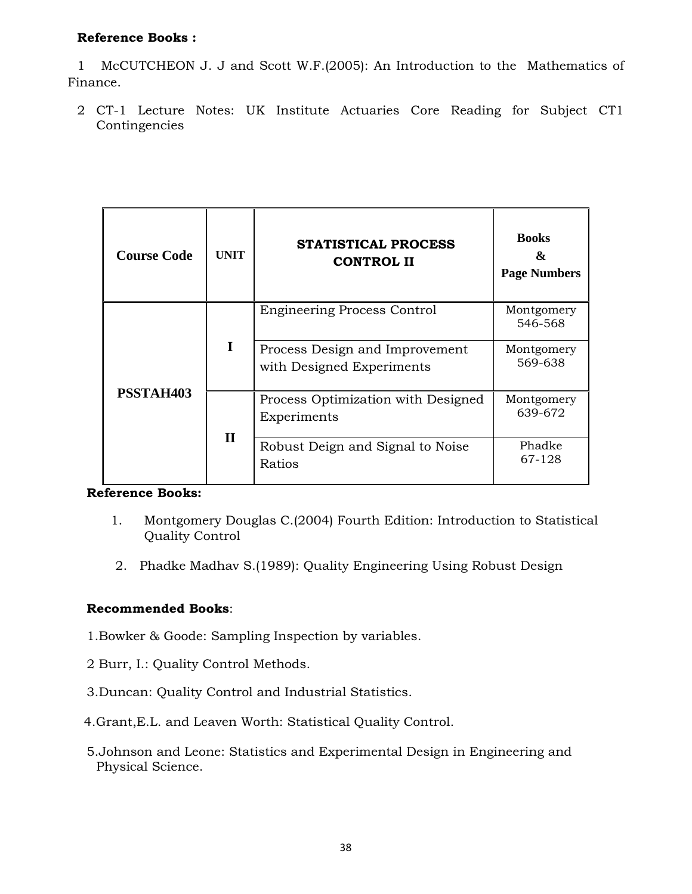**Reference Books :**

1 McCUTCHEON J. J and Scott W.F.(2005): An Introduction to the Mathematics of Finance.

2 CT-1 Lecture Notes: UK Institute Actuaries Core Reading for Subject CT1 Contingencies

| Course Code | UNIT | STATISTICAL PROCESS CONTROL II | Books & Page Numbers |
|---|---|---|---|
| PSSTAH403 | I | Engineering Process Control | Montgomery 546-568 |
| | | Process Design and Improvement with Designed Experiments | Montgomery 569-638 |
| | II | Process Optimization with Designed Experiments | Montgomery 639-672 |
| | | Robust Deign and Signal to Noise Ratios | Phadke 67-128 |

**Reference Books:**

1. Montgomery Douglas C.(2004) Fourth Edition: Introduction to Statistical Quality Control
2. Phadke Madhav S.(1989): Quality Engineering Using Robust Design

**Recommended Books**:

1.Bowker & Goode: Sampling Inspection by variables.

2 Burr, I.: Quality Control Methods.

3.Duncan: Quality Control and Industrial Statistics.

4.Grant,E.L. and Leaven Worth: Statistical Quality Control.

5.Johnson and Leone: Statistics and Experimental Design in Engineering and Physical Science.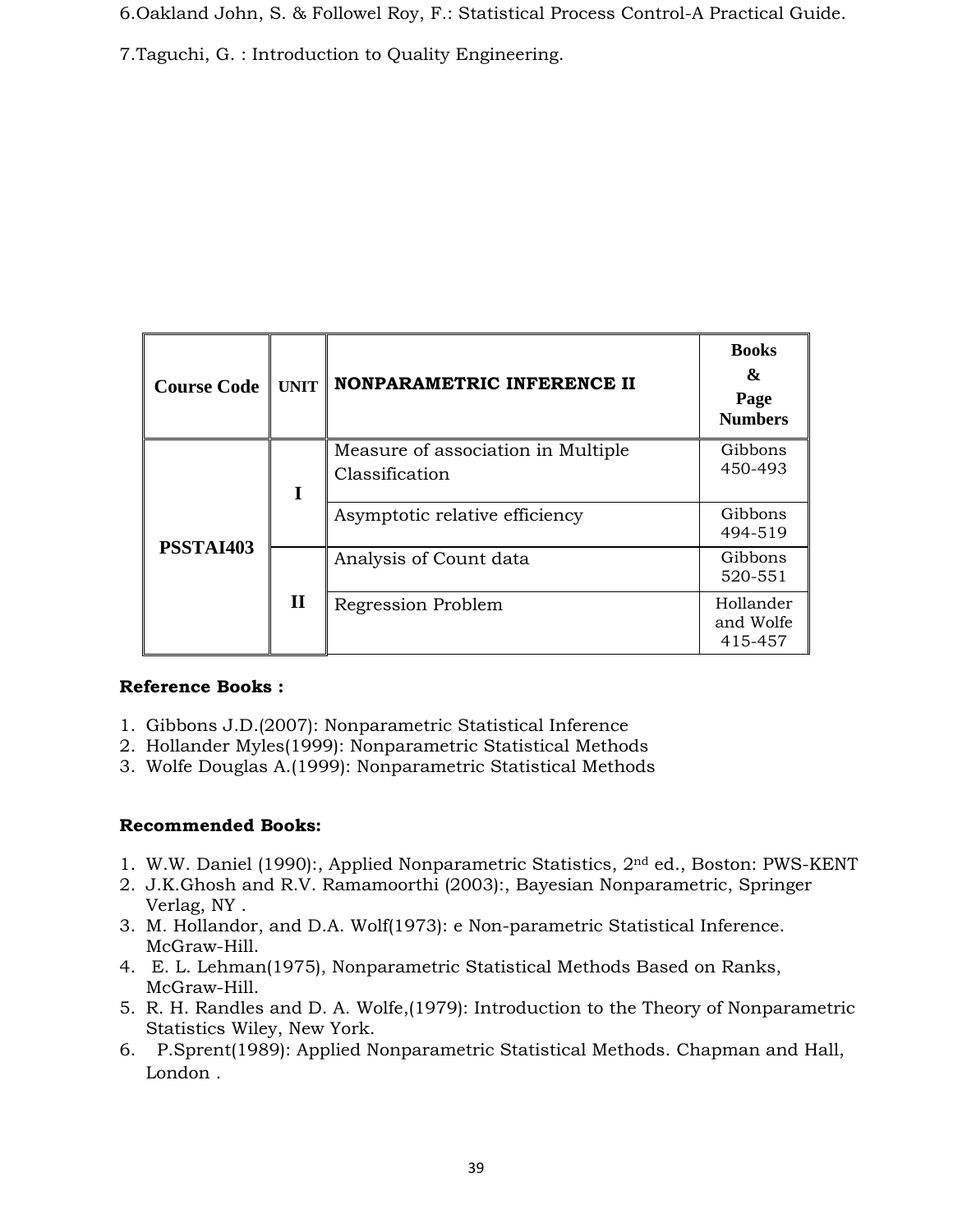6.Oakland John, S. & Followel Roy, F.: Statistical Process Control-A Practical Guide.

7.Taguchi, G. : Introduction to Quality Engineering.

| Course Code | UNIT | NONPARAMETRIC INFERENCE II | Books & Page Numbers |
|---|---|---|---|
| PSSTAI403 | I | Measure of association in Multiple Classification | Gibbons 450-493 |
| | | Asymptotic relative efficiency | Gibbons 494-519 |
| | II | Analysis of Count data | Gibbons 520-551 |
| | | Regression Problem | Hollander and Wolfe 415-457 |

**Reference Books :**

1. Gibbons J.D.(2007): Nonparametric Statistical Inference
2. Hollander Myles(1999): Nonparametric Statistical Methods
3. Wolfe Douglas A.(1999): Nonparametric Statistical Methods

**Recommended Books:**

1. W.W. Daniel (1990):, Applied Nonparametric Statistics, 2nd ed., Boston: PWS-KENT
2. J.K.Ghosh and R.V. Ramamoorthi (2003):, Bayesian Nonparametric, Springer Verlag, NY .
3. M. Hollandor, and D.A. Wolf(1973): e Non-parametric Statistical Inference. McGraw-Hill.
4. E. L. Lehman(1975), Nonparametric Statistical Methods Based on Ranks, McGraw-Hill.
5. R. H. Randles and D. A. Wolfe,(1979): Introduction to the Theory of Nonparametric Statistics Wiley, New York.
6. P.Sprent(1989): Applied Nonparametric Statistical Methods. Chapman and Hall, London .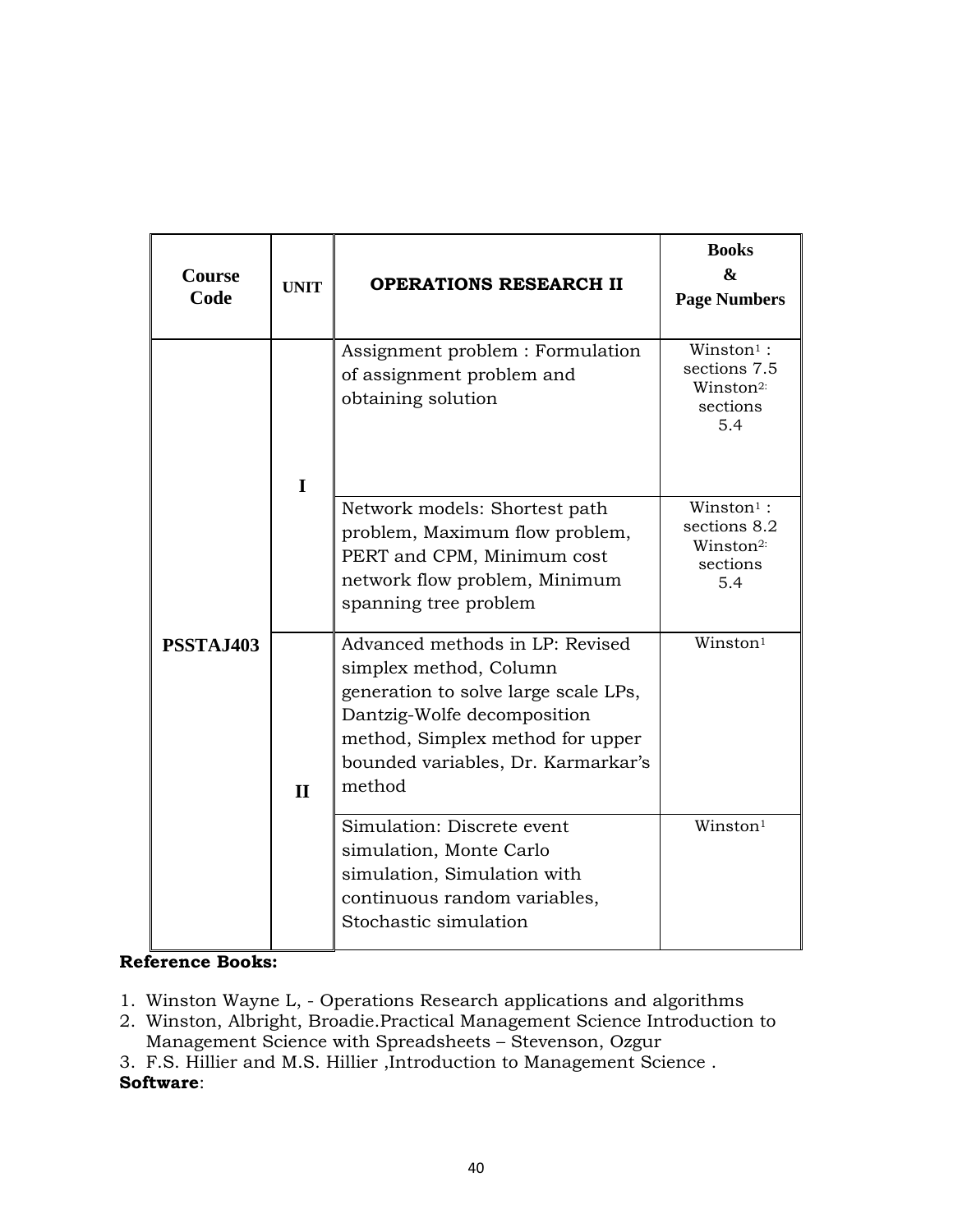| Course Code | UNIT | OPERATIONS RESEARCH II | Books & Page Numbers |
|---|---|---|---|
| PSSTAJ403 | I | Assignment problem : Formulation of assignment problem and obtaining solution | Winston[1] : sections 7.5 Winston[2]: sections 5.4 |
| | | Network models: Shortest path problem, Maximum flow problem, PERT and CPM, Minimum cost network flow problem, Minimum spanning tree problem | Winston[1] : sections 8.2 Winston[2]: sections 5.4 |
| | II | Advanced methods in LP: Revised simplex method, Column generation to solve large scale LPs, Dantzig-Wolfe decomposition method, Simplex method for upper bounded variables, Dr. Karmarkar's method | Winston[1] |
| | | Simulation: Discrete event simulation, Monte Carlo simulation, Simulation with continuous random variables, Stochastic simulation | Winston[1] |

**Reference Books:**

1. Winston Wayne L, - Operations Research applications and algorithms
2. Winston, Albright, Broadie.Practical Management Science Introduction to Management Science with Spreadsheets – Stevenson, Ozgur
3. F.S. Hillier and M.S. Hillier ,Introduction to Management Science .

**Software**: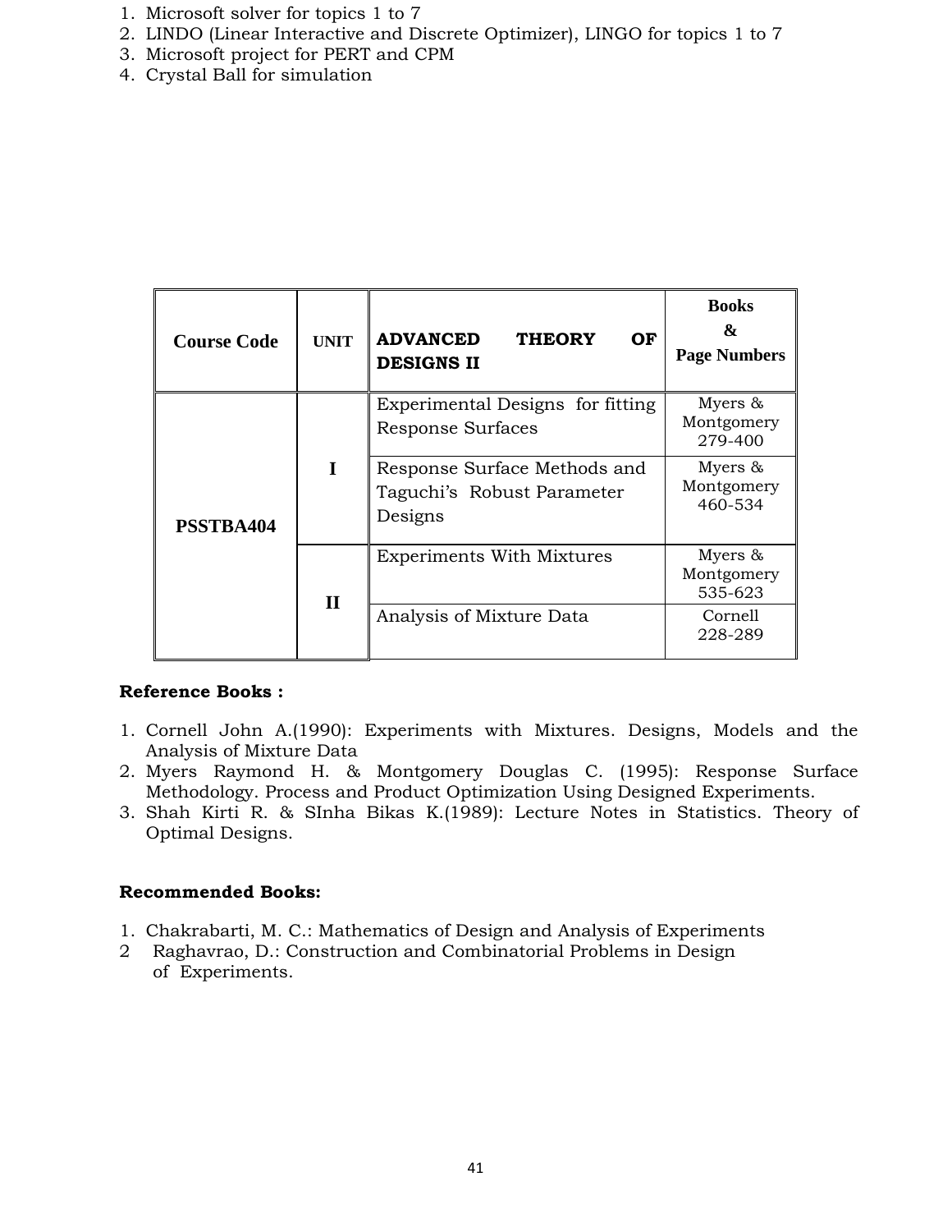1. Microsoft solver for topics 1 to 7
2. LINDO (Linear Interactive and Discrete Optimizer), LINGO for topics 1 to 7
3. Microsoft project for PERT and CPM
4. Crystal Ball for simulation

| Course Code | UNIT | **ADVANCED THEORY OF DESIGNS II** | Books & Page Numbers |
|---|---|---|---|
| PSSTBA404 | I | Experimental Designs for fitting Response Surfaces | Myers & Montgomery 279-400 |
| | | Response Surface Methods and Taguchi's Robust Parameter Designs | Myers & Montgomery 460-534 |
| | II | Experiments With Mixtures | Myers & Montgomery 535-623 |
| | | Analysis of Mixture Data | Cornell 228-289 |

**Reference Books :**

1. Cornell John A.(1990): Experiments with Mixtures. Designs, Models and the Analysis of Mixture Data
2. Myers Raymond H. & Montgomery Douglas C. (1995): Response Surface Methodology. Process and Product Optimization Using Designed Experiments.
3. Shah Kirti R. & SInha Bikas K.(1989): Lecture Notes in Statistics. Theory of Optimal Designs.

**Recommended Books:**

1. Chakrabarti, M. C.: Mathematics of Design and Analysis of Experiments
2. Raghavrao, D.: Construction and Combinatorial Problems in Design of Experiments.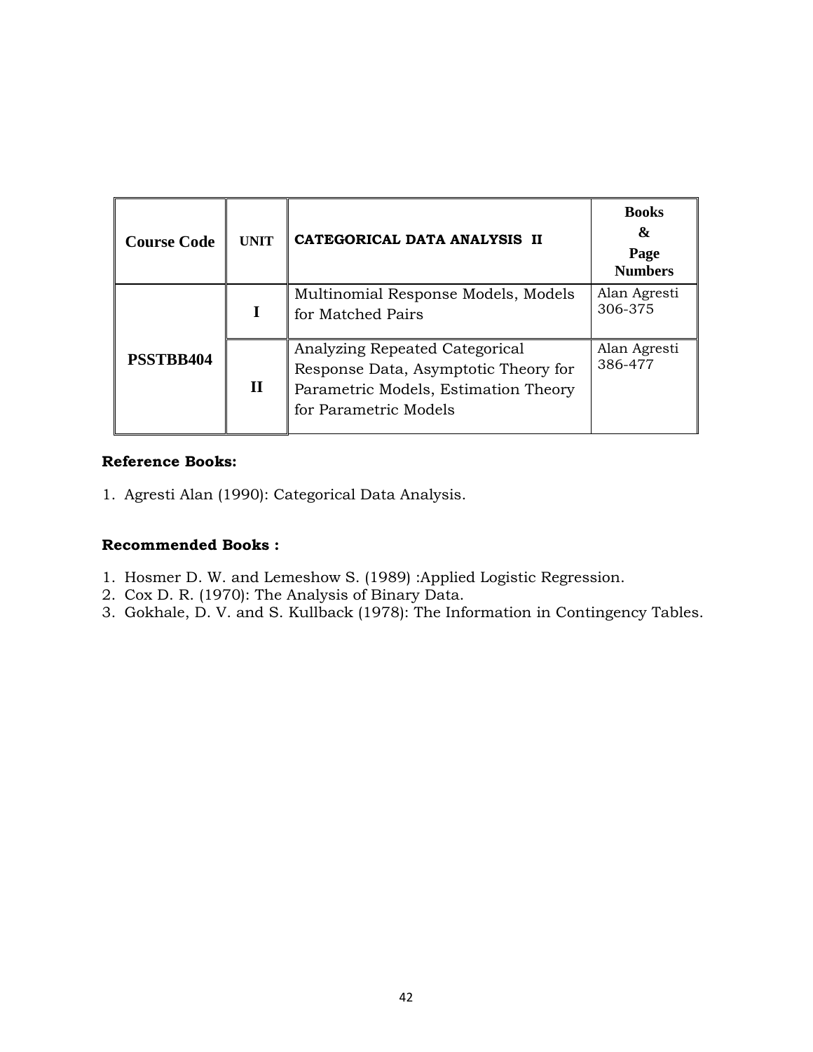| Course Code | UNIT | CATEGORICAL DATA ANALYSIS II | Books & Page Numbers |
|---|---|---|---|
| PSSTBB404 | I | Multinomial Response Models, Models for Matched Pairs | Alan Agresti 306-375 |
| | II | Analyzing Repeated Categorical Response Data, Asymptotic Theory for Parametric Models, Estimation Theory for Parametric Models | Alan Agresti 386-477 |

**Reference Books:**

1. Agresti Alan (1990): Categorical Data Analysis.

**Recommended Books :**

1. Hosmer D. W. and Lemeshow S. (1989) :Applied Logistic Regression.
2. Cox D. R. (1970): The Analysis of Binary Data.
3. Gokhale, D. V. and S. Kullback (1978): The Information in Contingency Tables.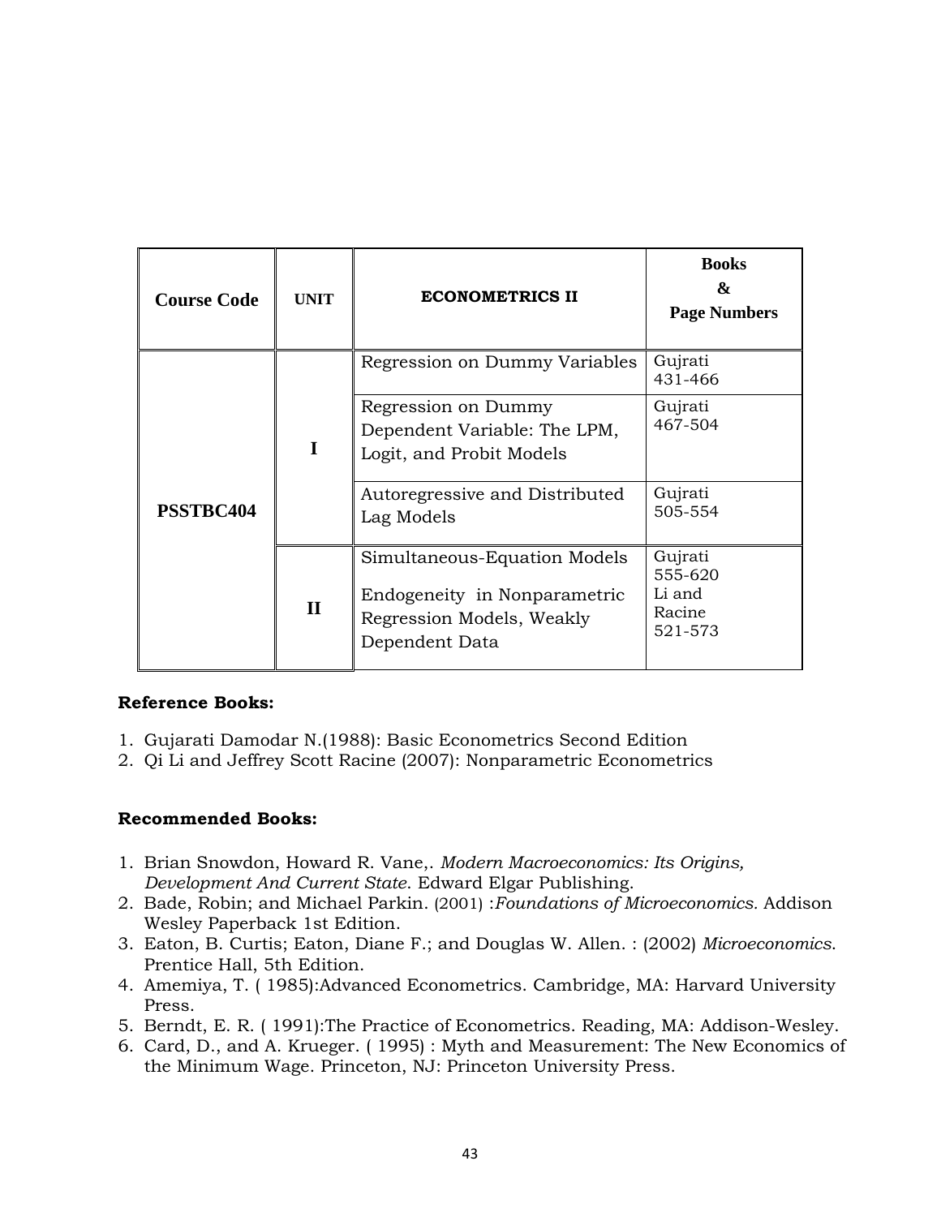| Course Code | UNIT | ECONOMETRICS II | Books & Page Numbers |
|---|---|---|---|
| PSSTBC404 | I | Regression on Dummy Variables | Gujrati 431-466 |
| | | Regression on Dummy Dependent Variable: The LPM, Logit, and Probit Models | Gujrati 467-504 |
| | | Autoregressive and Distributed Lag Models | Gujrati 505-554 |
| | II | Simultaneous-Equation Models<br>Endogeneity in Nonparametric Regression Models, Weakly Dependent Data | Gujrati 555-620<br>Li and Racine 521-573 |

**Reference Books:**

1. Gujarati Damodar N.(1988): Basic Econometrics Second Edition
2. Qi Li and Jeffrey Scott Racine (2007): Nonparametric Econometrics

**Recommended Books:**

1. Brian Snowdon, Howard R. Vane,. *Modern Macroeconomics: Its Origins, Development And Current State*. Edward Elgar Publishing.
2. Bade, Robin; and Michael Parkin. (2001) :*Foundations of Microeconomics*. Addison Wesley Paperback 1st Edition.
3. Eaton, B. Curtis; Eaton, Diane F.; and Douglas W. Allen. : (2002) *Microeconomics*. Prentice Hall, 5th Edition.
4. Amemiya, T. ( 1985):Advanced Econometrics. Cambridge, MA: Harvard University Press.
5. Berndt, E. R. ( 1991):The Practice of Econometrics. Reading, MA: Addison-Wesley.
6. Card, D., and A. Krueger. ( 1995) : Myth and Measurement: The New Economics of the Minimum Wage. Princeton, NJ: Princeton University Press.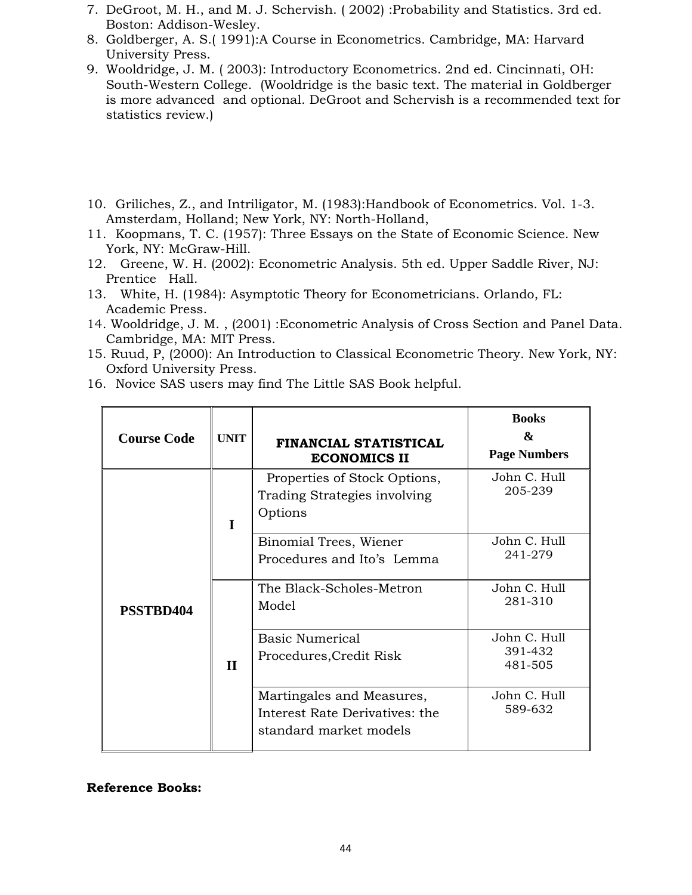7. DeGroot, M. H., and M. J. Schervish. ( 2002) :Probability and Statistics. 3rd ed. Boston: Addison-Wesley.
8. Goldberger, A. S.( 1991):A Course in Econometrics. Cambridge, MA: Harvard University Press.
9. Wooldridge, J. M. ( 2003): Introductory Econometrics. 2nd ed. Cincinnati, OH: South-Western College. (Wooldridge is the basic text. The material in Goldberger is more advanced and optional. DeGroot and Schervish is a recommended text for statistics review.)

10. Griliches, Z., and Intriligator, M. (1983):Handbook of Econometrics. Vol. 1-3. Amsterdam, Holland; New York, NY: North-Holland,
11. Koopmans, T. C. (1957): Three Essays on the State of Economic Science. New York, NY: McGraw-Hill.
12. Greene, W. H. (2002): Econometric Analysis. 5th ed. Upper Saddle River, NJ: Prentice Hall.
13. White, H. (1984): Asymptotic Theory for Econometricians. Orlando, FL: Academic Press.
14. Wooldridge, J. M. , (2001) :Econometric Analysis of Cross Section and Panel Data. Cambridge, MA: MIT Press.
15. Ruud, P, (2000): An Introduction to Classical Econometric Theory. New York, NY: Oxford University Press.
16. Novice SAS users may find The Little SAS Book helpful.

| Course Code | UNIT | FINANCIAL STATISTICAL ECONOMICS II | Books & Page Numbers |
|---|---|---|---|
| PSSTBD404 | I | Properties of Stock Options, Trading Strategies involving Options | John C. Hull 205-239 |
| | | Binomial Trees, Wiener Procedures and Ito's Lemma | John C. Hull 241-279 |
| | II | The Black-Scholes-Metron Model | John C. Hull 281-310 |
| | | Basic Numerical Procedures,Credit Risk | John C. Hull 391-432 481-505 |
| | | Martingales and Measures, Interest Rate Derivatives: the standard market models | John C. Hull 589-632 |

**Reference Books:**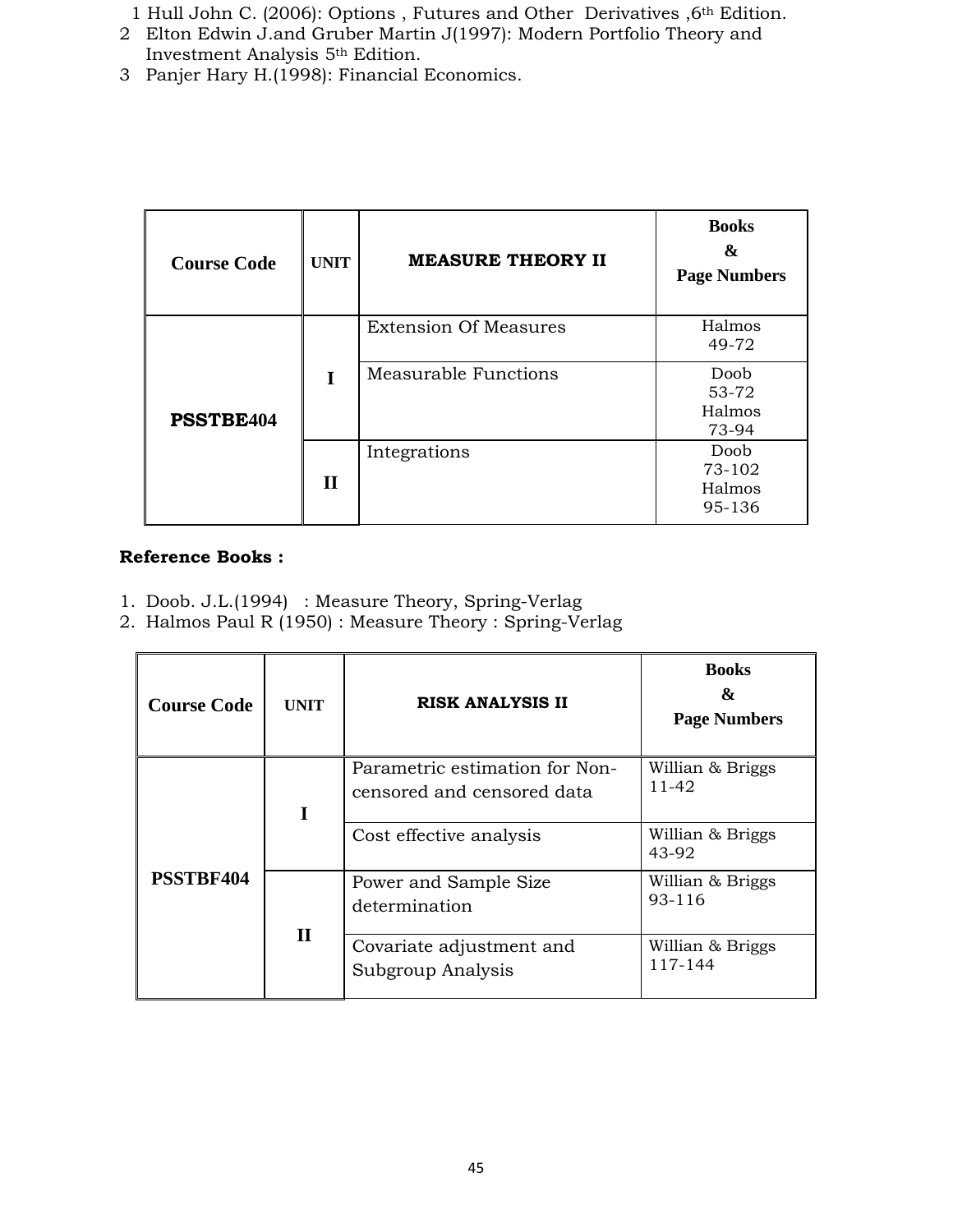1. Hull John C. (2006): Options , Futures and Other Derivatives ,6th Edition.
2. Elton Edwin J.and Gruber Martin J(1997): Modern Portfolio Theory and Investment Analysis 5th Edition.
3. Panjer Hary H.(1998): Financial Economics.

| Course Code | UNIT | MEASURE THEORY II | Books & Page Numbers |
|---|---|---|---|
| PSSTBE404 | I | Extension Of Measures | Halmos 49-72 |
| | | Measurable Functions | Doob 53-72 Halmos 73-94 |
| | II | Integrations | Doob 73-102 Halmos 95-136 |

**Reference Books :**

1. Doob. J.L.(1994) : Measure Theory, Spring-Verlag
2. Halmos Paul R (1950) : Measure Theory : Spring-Verlag

| Course Code | UNIT | RISK ANALYSIS II | Books & Page Numbers |
|---|---|---|---|
| PSSTBF404 | I | Parametric estimation for Non-censored and censored data | Willian & Briggs 11-42 |
| | | Cost effective analysis | Willian & Briggs 43-92 |
| | II | Power and Sample Size determination | Willian & Briggs 93-116 |
| | | Covariate adjustment and Subgroup Analysis | Willian & Briggs 117-144 |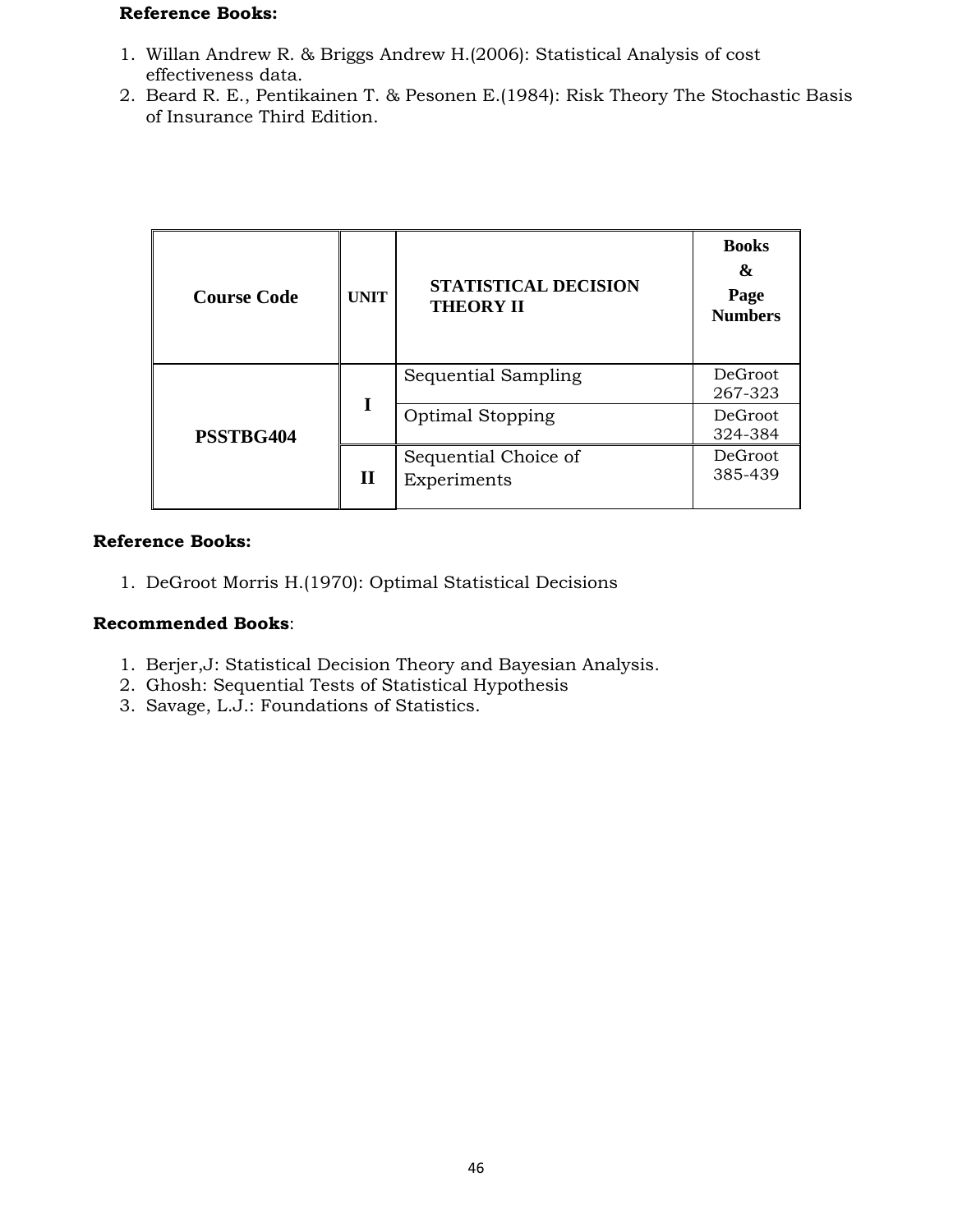**Reference Books:**

1. Willan Andrew R. & Briggs Andrew H.(2006): Statistical Analysis of cost effectiveness data.
2. Beard R. E., Pentikainen T. & Pesonen E.(1984): Risk Theory The Stochastic Basis of Insurance Third Edition.

| Course Code | UNIT | STATISTICAL DECISION THEORY II | Books & Page Numbers |
|---|---|---|---|
| PSSTBG404 | I | Sequential Sampling | DeGroot 267-323 |
| | | Optimal Stopping | DeGroot 324-384 |
| | II | Sequential Choice of Experiments | DeGroot 385-439 |

**Reference Books:**

1. DeGroot Morris H.(1970): Optimal Statistical Decisions

**Recommended Books**:

1. Berjer,J: Statistical Decision Theory and Bayesian Analysis.
2. Ghosh: Sequential Tests of Statistical Hypothesis
3. Savage, L.J.: Foundations of Statistics.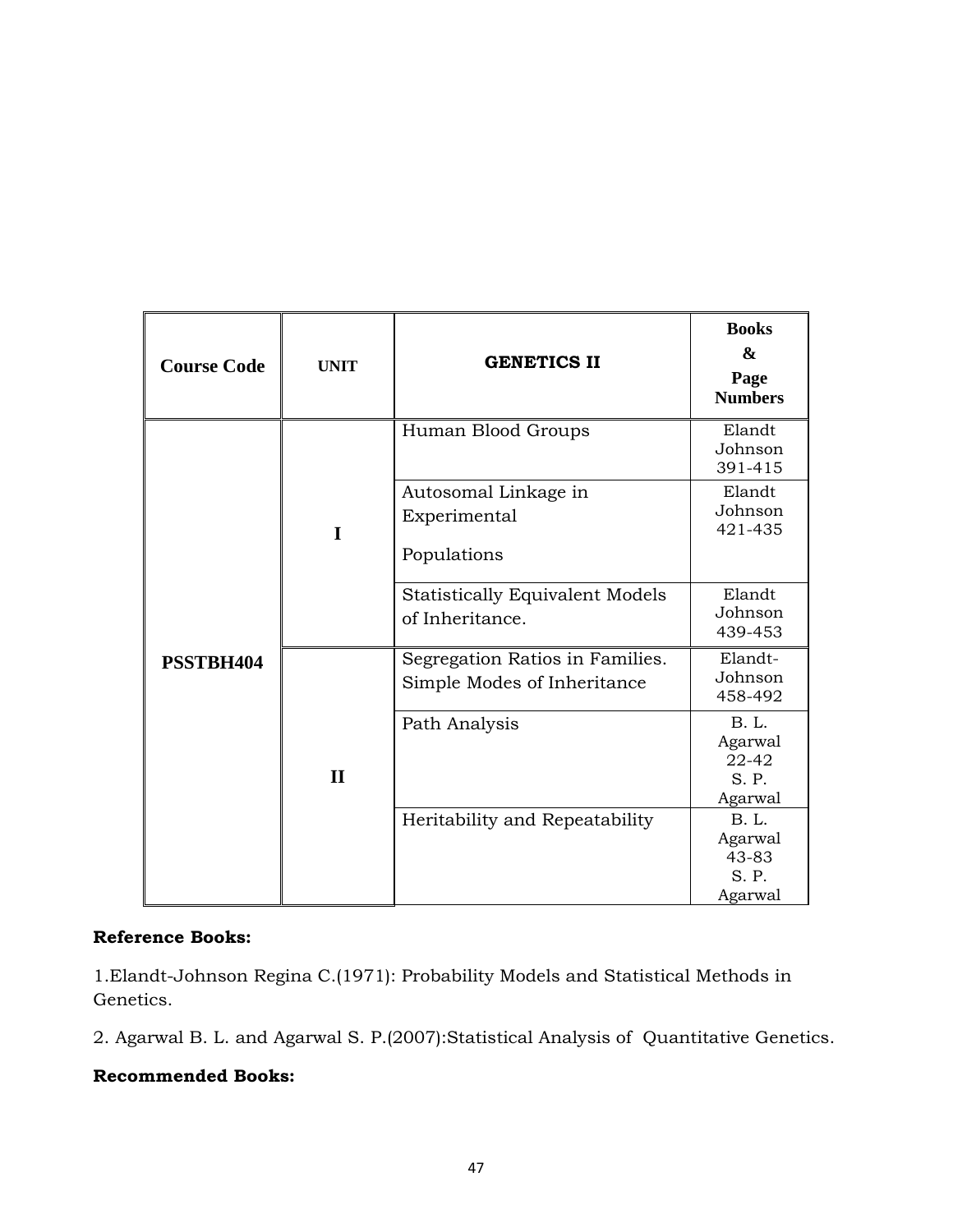| Course Code | UNIT | GENETICS II | Books & Page Numbers |
| --- | --- | --- | --- |
| PSSTBH404 | I | Human Blood Groups | Elandt Johnson 391-415 |
| | | Autosomal Linkage in Experimental Populations | Elandt Johnson 421-435 |
| | | Statistically Equivalent Models of Inheritance. | Elandt Johnson 439-453 |
| | II | Segregation Ratios in Families. Simple Modes of Inheritance | Elandt-Johnson 458-492 |
| | | Path Analysis | B. L. Agarwal 22-42 S. P. Agarwal |
| | | Heritability and Repeatability | B. L. Agarwal 43-83 S. P. Agarwal |

**Reference Books:**

1.Elandt-Johnson Regina C.(1971): Probability Models and Statistical Methods in Genetics.

2. Agarwal B. L. and Agarwal S. P.(2007):Statistical Analysis of Quantitative Genetics.

**Recommended Books:**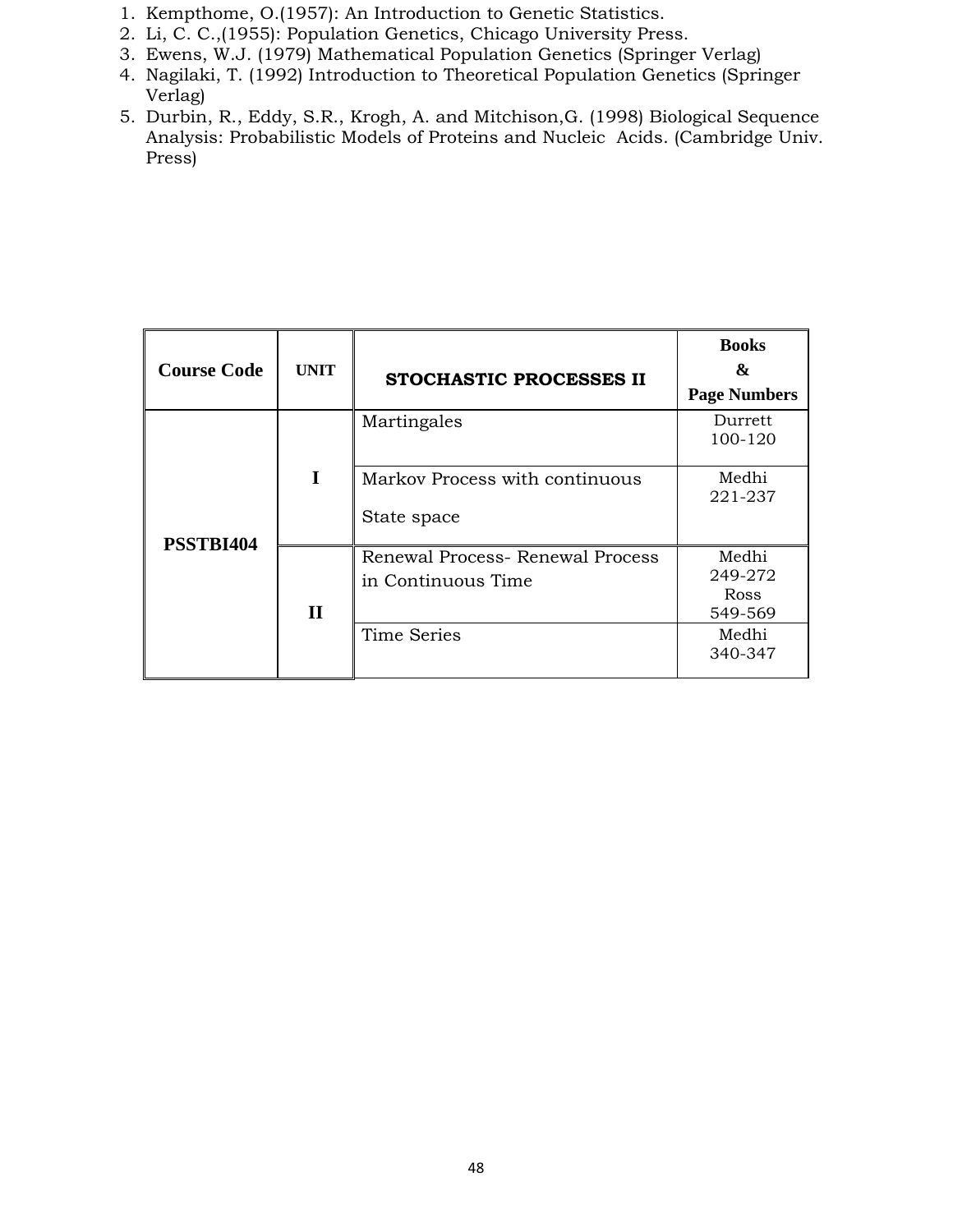1. Kempthome, O.(1957): An Introduction to Genetic Statistics.
2. Li, C. C.,(1955): Population Genetics, Chicago University Press.
3. Ewens, W.J. (1979) Mathematical Population Genetics (Springer Verlag)
4. Nagilaki, T. (1992) Introduction to Theoretical Population Genetics (Springer Verlag)
5. Durbin, R., Eddy, S.R., Krogh, A. and Mitchison,G. (1998) Biological Sequence Analysis: Probabilistic Models of Proteins and Nucleic Acids. (Cambridge Univ. Press)

| Course Code | UNIT | STOCHASTIC PROCESSES II | Books & Page Numbers |
|---|---|---|---|
| PSSTBI404 | I | Martingales | Durrett 100-120 |
| | | Markov Process with continuous State space | Medhi 221-237 |
| | II | Renewal Process- Renewal Process in Continuous Time | Medhi 249-272 Ross 549-569 |
| | | Time Series | Medhi 340-347 |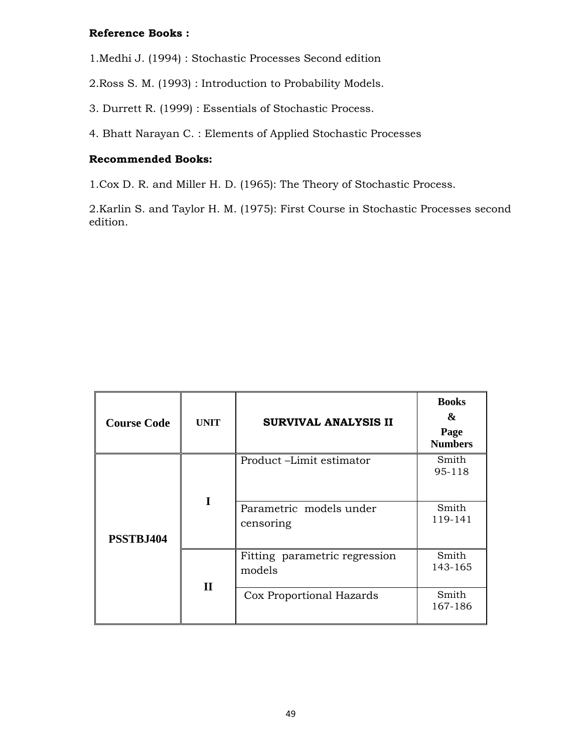**Reference Books :**

1.Medhi J. (1994) : Stochastic Processes Second edition

2.Ross S. M. (1993) : Introduction to Probability Models.

3. Durrett R. (1999) : Essentials of Stochastic Process.

4. Bhatt Narayan C. : Elements of Applied Stochastic Processes

**Recommended Books:**

1.Cox D. R. and Miller H. D. (1965): The Theory of Stochastic Process.

2.Karlin S. and Taylor H. M. (1975): First Course in Stochastic Processes second edition.

| Course Code | UNIT | SURVIVAL ANALYSIS II | Books & Page Numbers |
|---|---|---|---|
| PSSTBJ404 | I | Product –Limit estimator | Smith 95-118 |
| | | Parametric models under censoring | Smith 119-141 |
| | II | Fitting parametric regression models | Smith 143-165 |
| | | Cox Proportional Hazards | Smith 167-186 |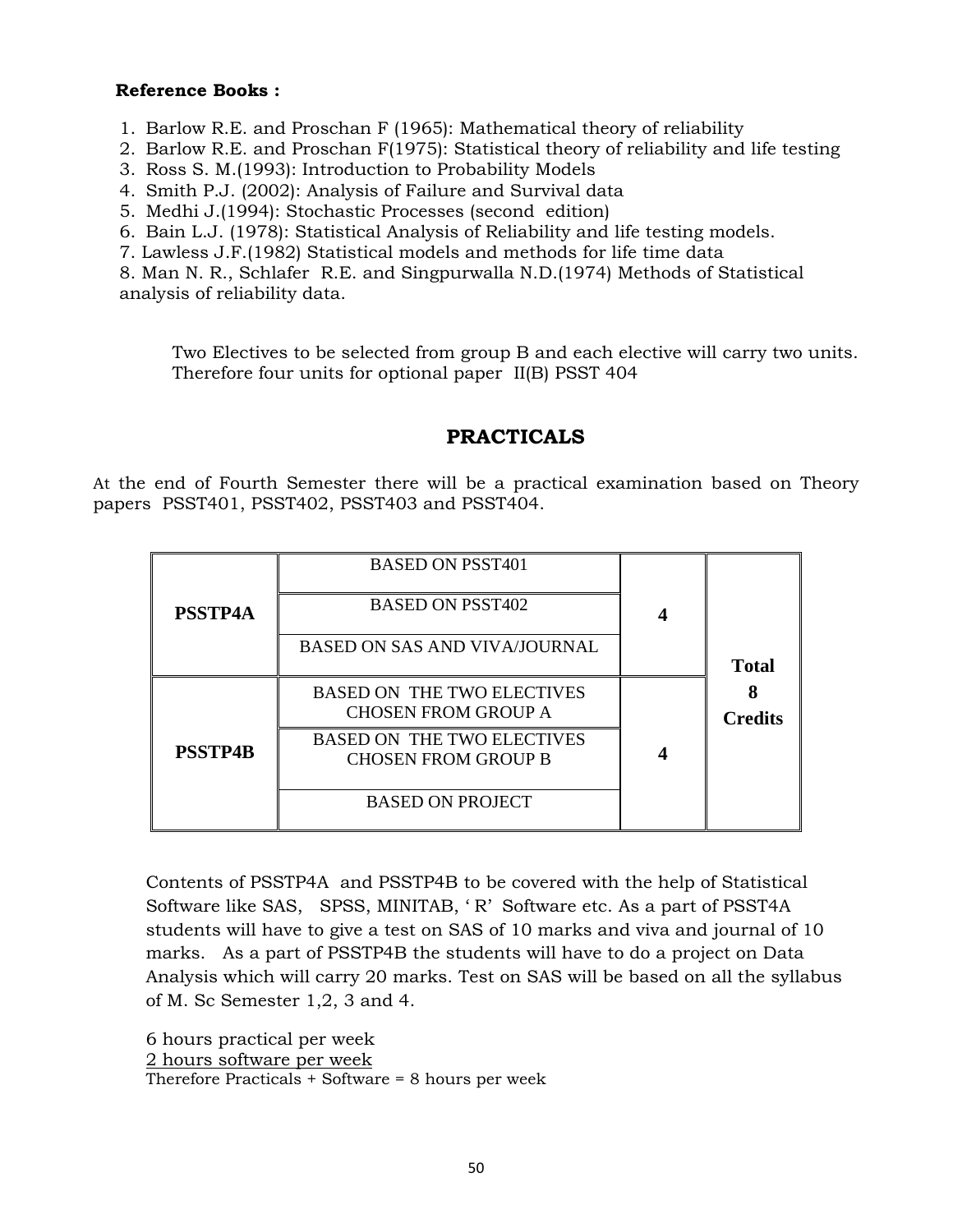**Reference Books :**

1. Barlow R.E. and Proschan F (1965): Mathematical theory of reliability
2. Barlow R.E. and Proschan F(1975): Statistical theory of reliability and life testing
3. Ross S. M.(1993): Introduction to Probability Models
4. Smith P.J. (2002): Analysis of Failure and Survival data
5. Medhi J.(1994): Stochastic Processes (second edition)
6. Bain L.J. (1978): Statistical Analysis of Reliability and life testing models.
7. Lawless J.F.(1982) Statistical models and methods for life time data
8. Man N. R., Schlafer R.E. and Singpurwalla N.D.(1974) Methods of Statistical analysis of reliability data.

Two Electives to be selected from group B and each elective will carry two units. Therefore four units for optional paper II(B) PSST 404

## PRACTICALS

At the end of Fourth Semester there will be a practical examination based on Theory papers PSST401, PSST402, PSST403 and PSST404.

| | | | |
|---|---|---|---|
| **PSSTP4A** | BASED ON PSST401 | **4** | **Total 8 Credits** |
| | BASED ON PSST402 | | |
| | BASED ON SAS AND VIVA/JOURNAL | | |
| **PSSTP4B** | BASED ON THE TWO ELECTIVES CHOSEN FROM GROUP A | **4** | |
| | BASED ON THE TWO ELECTIVES CHOSEN FROM GROUP B | | |
| | BASED ON PROJECT | | |

Contents of PSSTP4A and PSSTP4B to be covered with the help of Statistical Software like SAS, SPSS, MINITAB, ' R' Software etc. As a part of PSST4A students will have to give a test on SAS of 10 marks and viva and journal of 10 marks. As a part of PSSTP4B the students will have to do a project on Data Analysis which will carry 20 marks. Test on SAS will be based on all the syllabus of M. Sc Semester 1,2, 3 and 4.

6 hours practical per week
2 hours software per week
Therefore Practicals + Software = 8 hours per week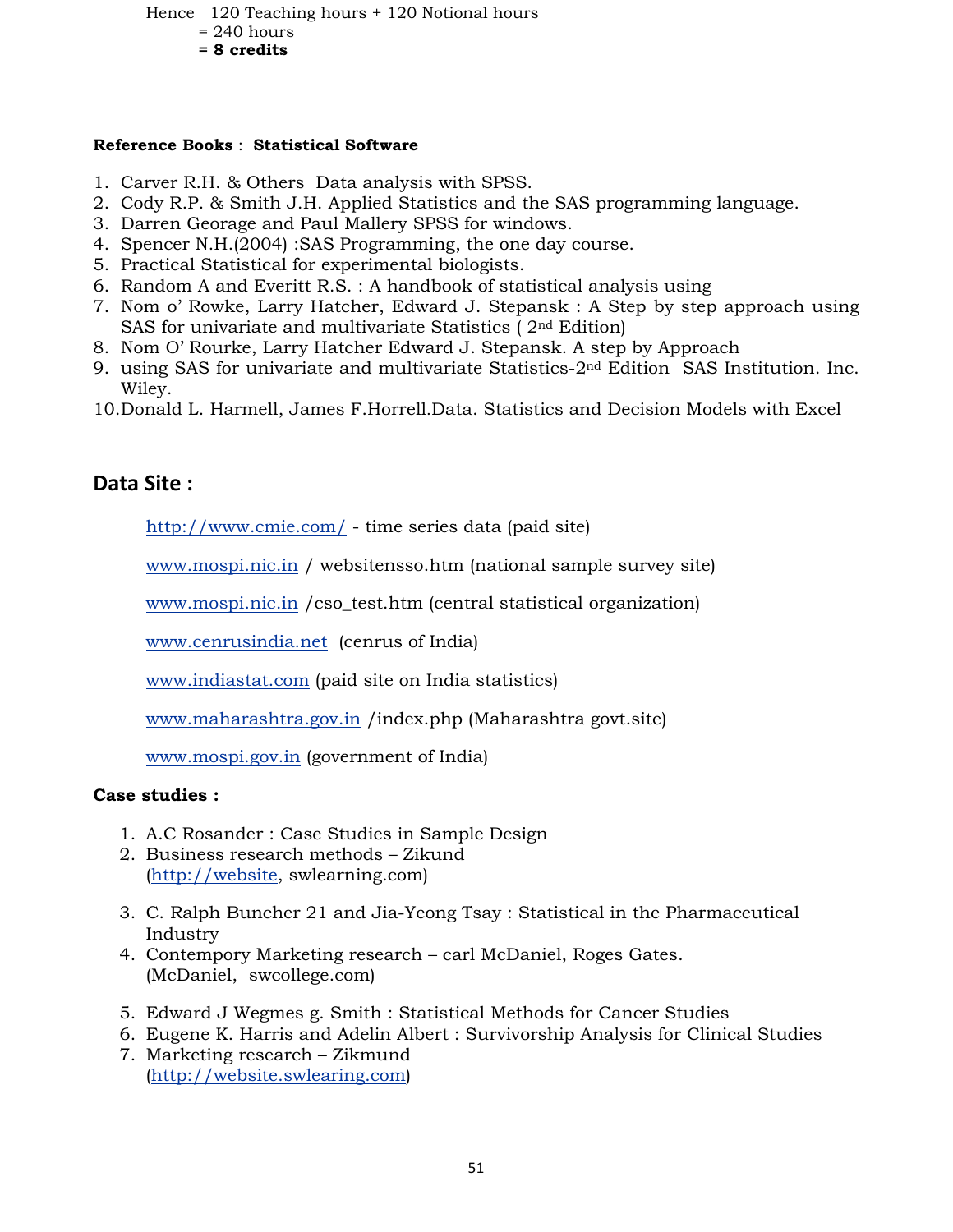Hence   120 Teaching hours + 120 Notional hours
= 240 hours
**= 8 credits**

**Reference Books** :  **Statistical Software**

1. Carver R.H. & Others  Data analysis with SPSS.
2. Cody R.P. & Smith J.H. Applied Statistics and the SAS programming language.
3. Darren Georage and Paul Mallery SPSS for windows.
4. Spencer N.H.(2004) :SAS Programming, the one day course.
5. Practical Statistical for experimental biologists.
6. Random A and Everitt R.S. : A handbook of statistical analysis using
7. Nom o' Rowke, Larry Hatcher, Edward J. Stepansk : A Step by step approach using SAS for univariate and multivariate Statistics ( 2nd Edition)
8. Nom O' Rourke, Larry Hatcher Edward J. Stepansk. A step by Approach
9. using SAS for univariate and multivariate Statistics-2nd Edition  SAS Institution. Inc. Wiley.
10. Donald L. Harmell, James F.Horrell.Data. Statistics and Decision Models with Excel

## Data Site :

http://www.cmie.com/ - time series data (paid site)

www.mospi.nic.in / websitensso.htm (national sample survey site)

www.mospi.nic.in /cso_test.htm (central statistical organization)

www.cenrusindia.net  (cenrus of India)

www.indiastat.com (paid site on India statistics)

www.maharashtra.gov.in /index.php (Maharashtra govt.site)

www.mospi.gov.in (government of India)

**Case studies :**

1. A.C Rosander : Case Studies in Sample Design
2. Business research methods – Zikund
   (http://website, swlearning.com)
3. C. Ralph Buncher 21 and Jia-Yeong Tsay : Statistical in the Pharmaceutical Industry
4. Contempory Marketing research – carl McDaniel, Roges Gates.
   (McDaniel,  swcollege.com)
5. Edward J Wegmes g. Smith : Statistical Methods for Cancer Studies
6. Eugene K. Harris and Adelin Albert : Survivorship Analysis for Clinical Studies
7. Marketing research – Zikmund
   (http://website.swlearing.com)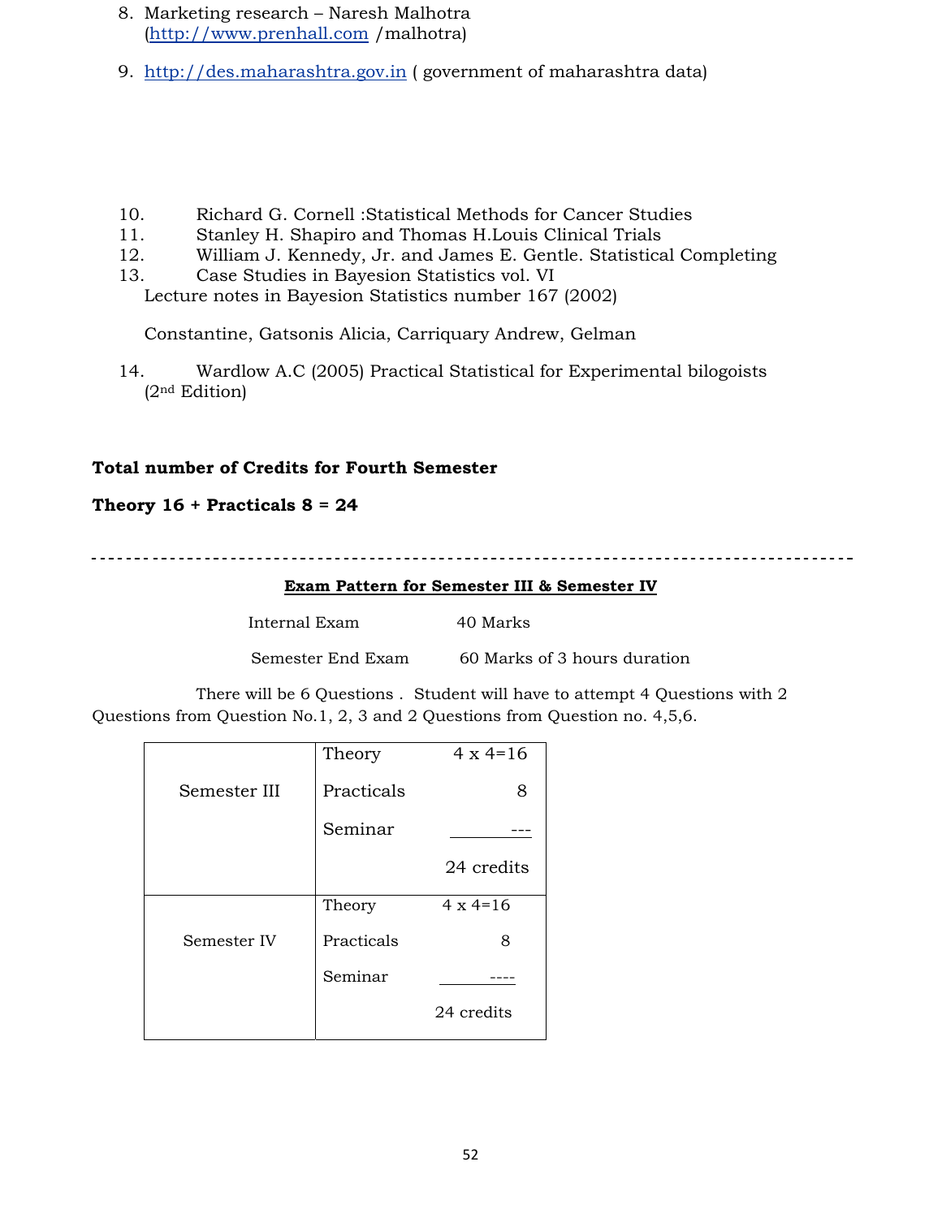8. Marketing research – Naresh Malhotra (http://www.prenhall.com /malhotra)

9. http://des.maharashtra.gov.in ( government of maharashtra data)

10. Richard G. Cornell :Statistical Methods for Cancer Studies
11. Stanley H. Shapiro and Thomas H.Louis Clinical Trials
12. William J. Kennedy, Jr. and James E. Gentle. Statistical Completing
13. Case Studies in Bayesion Statistics vol. VI
    Lecture notes in Bayesion Statistics number 167 (2002)

    Constantine, Gatsonis Alicia, Carriquary Andrew, Gelman

14. Wardlow A.C (2005) Practical Statistical for Experimental bilogoists (2nd Edition)

**Total number of Credits for Fourth Semester**

**Theory 16 + Practicals 8 = 24**

---

**<u>Exam Pattern for Semester III & Semester IV</u>**

Internal Exam 40 Marks

Semester End Exam 60 Marks of 3 hours duration

There will be 6 Questions . Student will have to attempt 4 Questions with 2 Questions from Question No.1, 2, 3 and 2 Questions from Question no. 4,5,6.

| | | |
|---|---|---|
| Semester III | Theory | 4 x 4=16 |
| | Practicals | 8 |
| | Seminar | --- |
| | | 24 credits |
| Semester IV | Theory | 4 x 4=16 |
| | Practicals | 8 |
| | Seminar | ---- |
| | | 24 credits |